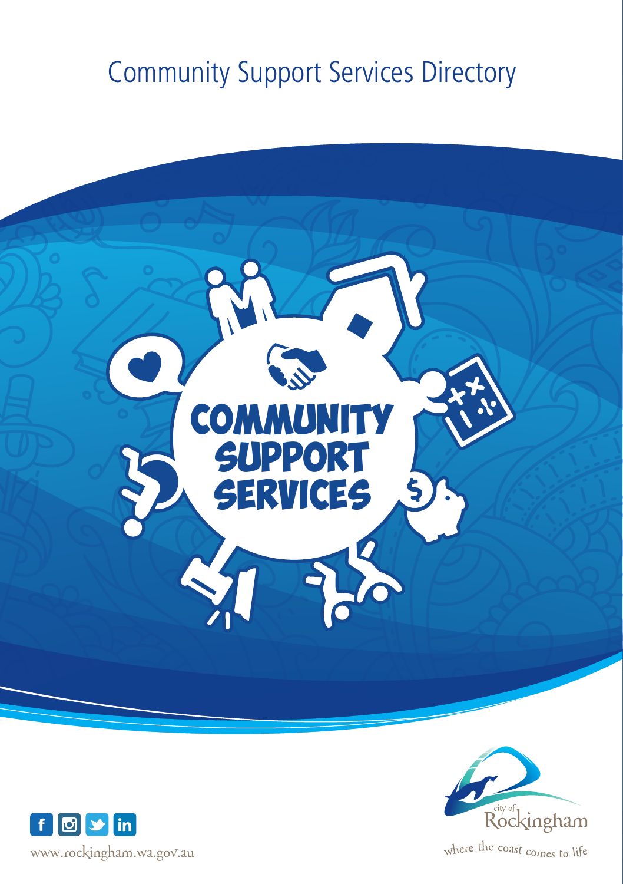# Community Support Services Directory

COMMUNITY SUPPORT SERVICES

www.rockingham.wa.gov.au

city of Rockingham

where the coast comes to life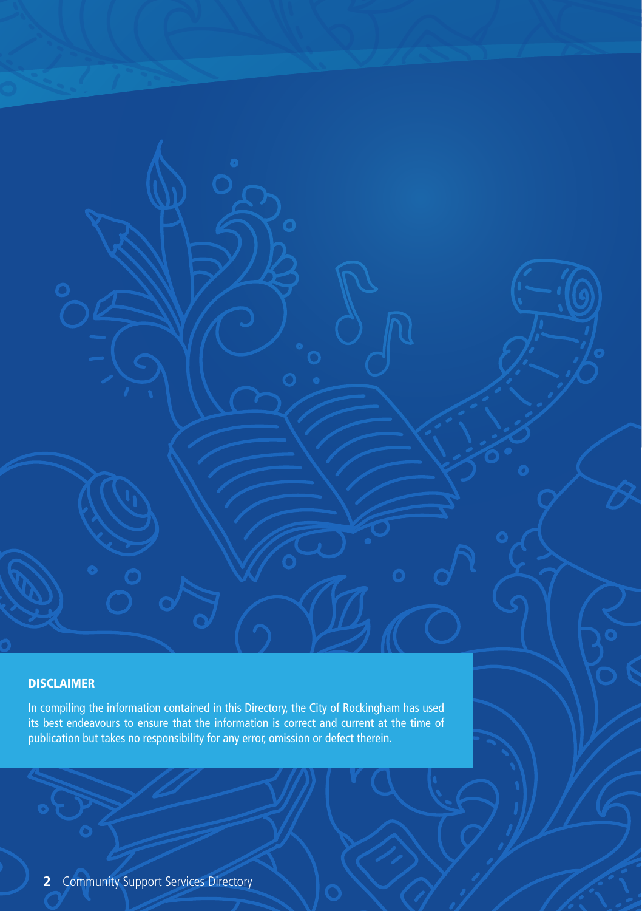## DISCLAIMER

In compiling the information contained in this Directory, the City of Rockingham has used its best endeavours to ensure that the information is correct and current at the time of publication but takes no responsibility for any error, omission or defect therein.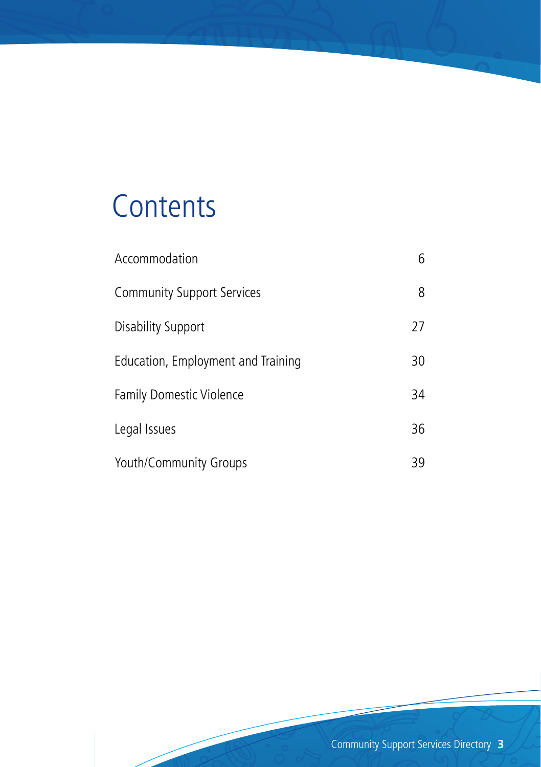# Contents

| | |
|---|---|
| Accommodation | 6 |
| Community Support Services | 8 |
| Disability Support | 27 |
| Education, Employment and Training | 30 |
| Family Domestic Violence | 34 |
| Legal Issues | 36 |
| Youth/Community Groups | 39 |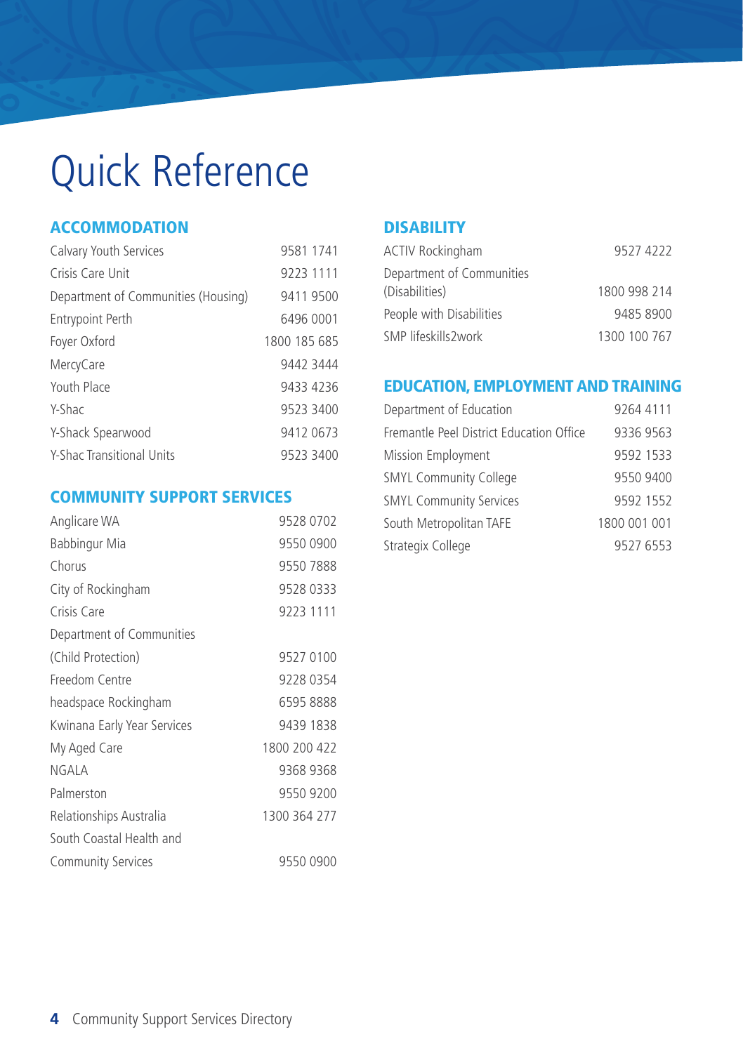# Quick Reference

## ACCOMMODATION

| | |
|---|---|
| Calvary Youth Services | 9581 1741 |
| Crisis Care Unit | 9223 1111 |
| Department of Communities (Housing) | 9411 9500 |
| Entrypoint Perth | 6496 0001 |
| Foyer Oxford | 1800 185 685 |
| MercyCare | 9442 3444 |
| Youth Place | 9433 4236 |
| Y-Shac | 9523 3400 |
| Y-Shack Spearwood | 9412 0673 |
| Y-Shac Transitional Units | 9523 3400 |

## COMMUNITY SUPPORT SERVICES

| | |
|---|---|
| Anglicare WA | 9528 0702 |
| Babbingur Mia | 9550 0900 |
| Chorus | 9550 7888 |
| City of Rockingham | 9528 0333 |
| Crisis Care | 9223 1111 |
| Department of Communities (Child Protection) | 9527 0100 |
| Freedom Centre | 9228 0354 |
| headspace Rockingham | 6595 8888 |
| Kwinana Early Year Services | 9439 1838 |
| My Aged Care | 1800 200 422 |
| NGALA | 9368 9368 |
| Palmerston | 9550 9200 |
| Relationships Australia | 1300 364 277 |
| South Coastal Health and Community Services | 9550 0900 |

## DISABILITY

| | |
|---|---|
| ACTIV Rockingham | 9527 4222 |
| Department of Communities (Disabilities) | 1800 998 214 |
| People with Disabilities | 9485 8900 |
| SMP lifeskills2work | 1300 100 767 |

## EDUCATION, EMPLOYMENT AND TRAINING

| | |
|---|---|
| Department of Education | 9264 4111 |
| Fremantle Peel District Education Office | 9336 9563 |
| Mission Employment | 9592 1533 |
| SMYL Community College | 9550 9400 |
| SMYL Community Services | 9592 1552 |
| South Metropolitan TAFE | 1800 001 001 |
| Strategix College | 9527 6553 |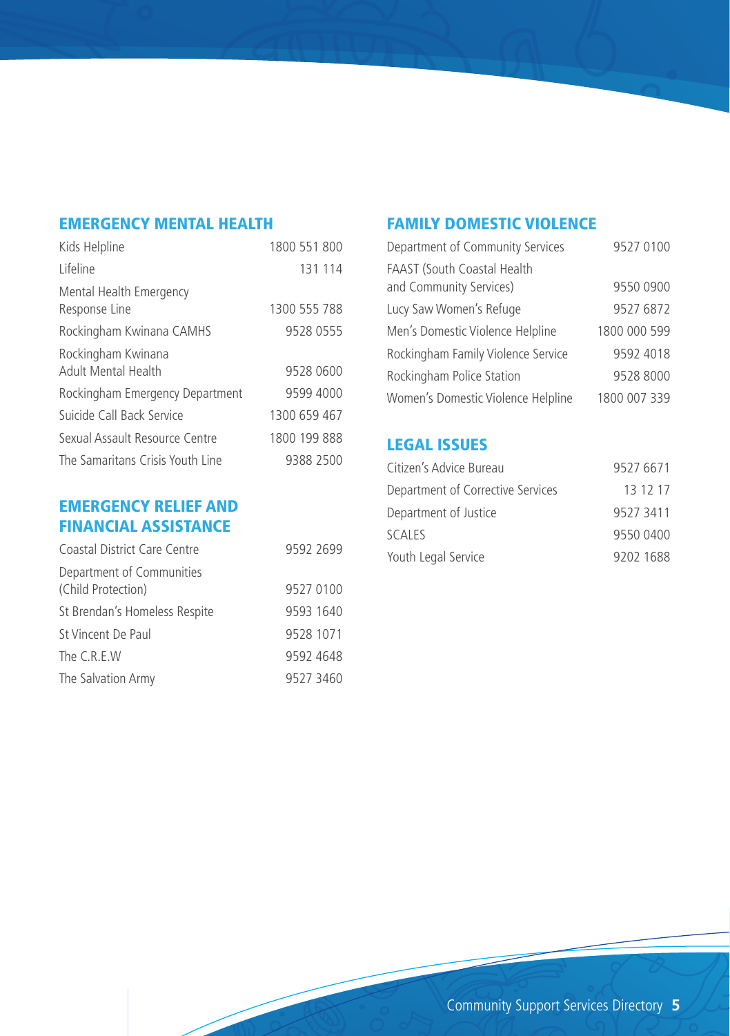## EMERGENCY MENTAL HEALTH

| | |
|---|---|
| Kids Helpline | 1800 551 800 |
| Lifeline | 131 114 |
| Mental Health Emergency Response Line | 1300 555 788 |
| Rockingham Kwinana CAMHS | 9528 0555 |
| Rockingham Kwinana Adult Mental Health | 9528 0600 |
| Rockingham Emergency Department | 9599 4000 |
| Suicide Call Back Service | 1300 659 467 |
| Sexual Assault Resource Centre | 1800 199 888 |
| The Samaritans Crisis Youth Line | 9388 2500 |

## EMERGENCY RELIEF AND FINANCIAL ASSISTANCE

| | |
|---|---|
| Coastal District Care Centre | 9592 2699 |
| Department of Communities (Child Protection) | 9527 0100 |
| St Brendan's Homeless Respite | 9593 1640 |
| St Vincent De Paul | 9528 1071 |
| The C.R.E.W | 9592 4648 |
| The Salvation Army | 9527 3460 |

## FAMILY DOMESTIC VIOLENCE

| | |
|---|---|
| Department of Community Services | 9527 0100 |
| FAAST (South Coastal Health and Community Services) | 9550 0900 |
| Lucy Saw Women's Refuge | 9527 6872 |
| Men's Domestic Violence Helpline | 1800 000 599 |
| Rockingham Family Violence Service | 9592 4018 |
| Rockingham Police Station | 9528 8000 |
| Women's Domestic Violence Helpline | 1800 007 339 |

## LEGAL ISSUES

| | |
|---|---|
| Citizen's Advice Bureau | 9527 6671 |
| Department of Corrective Services | 13 12 17 |
| Department of Justice | 9527 3411 |
| SCALES | 9550 0400 |
| Youth Legal Service | 9202 1688 |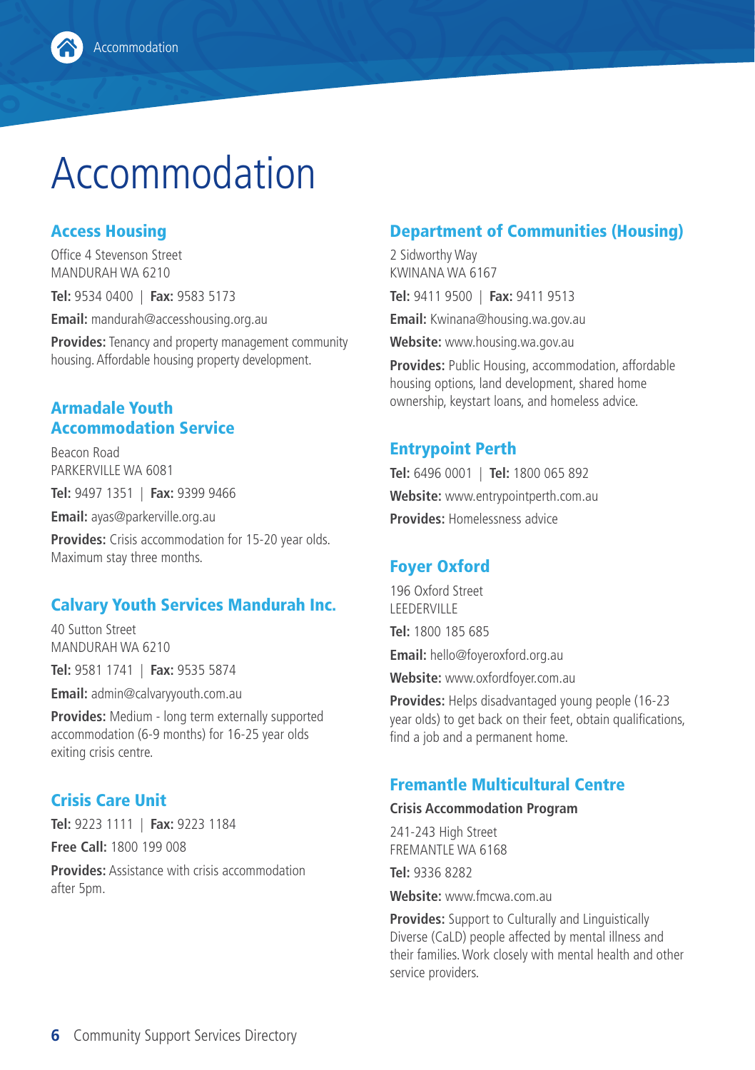# Accommodation

## Access Housing

Office 4 Stevenson Street
MANDURAH WA 6210

**Tel:** 9534 0400 | **Fax:** 9583 5173

**Email:** mandurah@accesshousing.org.au

**Provides:** Tenancy and property management community housing. Affordable housing property development.

## Armadale Youth Accommodation Service

Beacon Road
PARKERVILLE WA 6081

**Tel:** 9497 1351 | **Fax:** 9399 9466

**Email:** ayas@parkerville.org.au

**Provides:** Crisis accommodation for 15-20 year olds. Maximum stay three months.

## Calvary Youth Services Mandurah Inc.

40 Sutton Street
MANDURAH WA 6210

**Tel:** 9581 1741 | **Fax:** 9535 5874

**Email:** admin@calvaryyouth.com.au

**Provides:** Medium - long term externally supported accommodation (6-9 months) for 16-25 year olds exiting crisis centre.

## Crisis Care Unit

**Tel:** 9223 1111 | **Fax:** 9223 1184

**Free Call:** 1800 199 008

**Provides:** Assistance with crisis accommodation after 5pm.

## Department of Communities (Housing)

2 Sidworthy Way
KWINANA WA 6167

**Tel:** 9411 9500 | **Fax:** 9411 9513

**Email:** Kwinana@housing.wa.gov.au

**Website:** www.housing.wa.gov.au

**Provides:** Public Housing, accommodation, affordable housing options, land development, shared home ownership, keystart loans, and homeless advice.

## Entrypoint Perth

**Tel:** 6496 0001 | **Tel:** 1800 065 892

**Website:** www.entrypointperth.com.au

**Provides:** Homelessness advice

## Foyer Oxford

196 Oxford Street
LEEDERVILLE

**Tel:** 1800 185 685

**Email:** hello@foyeroxford.org.au

**Website:** www.oxfordfoyer.com.au

**Provides:** Helps disadvantaged young people (16-23 year olds) to get back on their feet, obtain qualifications, find a job and a permanent home.

## Fremantle Multicultural Centre

**Crisis Accommodation Program**

241-243 High Street
FREMANTLE WA 6168

**Tel:** 9336 8282

**Website:** www.fmcwa.com.au

**Provides:** Support to Culturally and Linguistically Diverse (CaLD) people affected by mental illness and their families. Work closely with mental health and other service providers.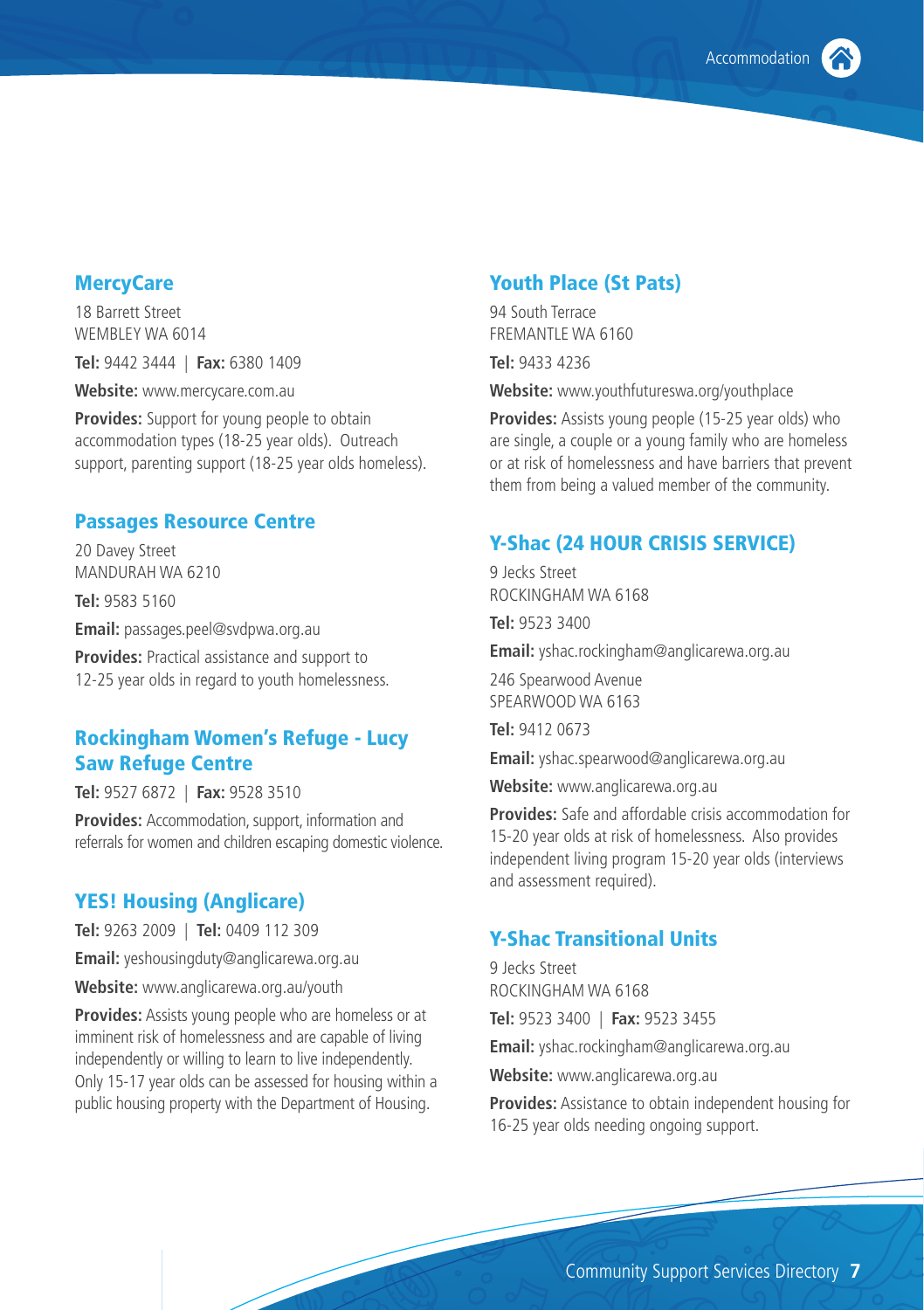## MercyCare

18 Barrett Street
WEMBLEY WA 6014

**Tel:** 9442 3444 | **Fax:** 6380 1409

**Website:** www.mercycare.com.au

**Provides:** Support for young people to obtain accommodation types (18-25 year olds). Outreach support, parenting support (18-25 year olds homeless).

## Passages Resource Centre

20 Davey Street
MANDURAH WA 6210

**Tel:** 9583 5160

**Email:** passages.peel@svdpwa.org.au

**Provides:** Practical assistance and support to 12-25 year olds in regard to youth homelessness.

## Rockingham Women's Refuge - Lucy Saw Refuge Centre

**Tel:** 9527 6872 | **Fax:** 9528 3510

**Provides:** Accommodation, support, information and referrals for women and children escaping domestic violence.

## YES! Housing (Anglicare)

**Tel:** 9263 2009 | **Tel:** 0409 112 309

**Email:** yeshousingduty@anglicarewa.org.au

**Website:** www.anglicarewa.org.au/youth

**Provides:** Assists young people who are homeless or at imminent risk of homelessness and are capable of living independently or willing to learn to live independently. Only 15-17 year olds can be assessed for housing within a public housing property with the Department of Housing.

## Youth Place (St Pats)

94 South Terrace
FREMANTLE WA 6160

**Tel:** 9433 4236

**Website:** www.youthfutureswa.org/youthplace

**Provides:** Assists young people (15-25 year olds) who are single, a couple or a young family who are homeless or at risk of homelessness and have barriers that prevent them from being a valued member of the community.

## Y-Shac (24 HOUR CRISIS SERVICE)

9 Jecks Street
ROCKINGHAM WA 6168

**Tel:** 9523 3400

**Email:** yshac.rockingham@anglicarewa.org.au

246 Spearwood Avenue
SPEARWOOD WA 6163

**Tel:** 9412 0673

**Email:** yshac.spearwood@anglicarewa.org.au

**Website:** www.anglicarewa.org.au

**Provides:** Safe and affordable crisis accommodation for 15-20 year olds at risk of homelessness. Also provides independent living program 15-20 year olds (interviews and assessment required).

## Y-Shac Transitional Units

9 Jecks Street
ROCKINGHAM WA 6168

**Tel:** 9523 3400 | **Fax:** 9523 3455

**Email:** yshac.rockingham@anglicarewa.org.au

**Website:** www.anglicarewa.org.au

**Provides:** Assistance to obtain independent housing for 16-25 year olds needing ongoing support.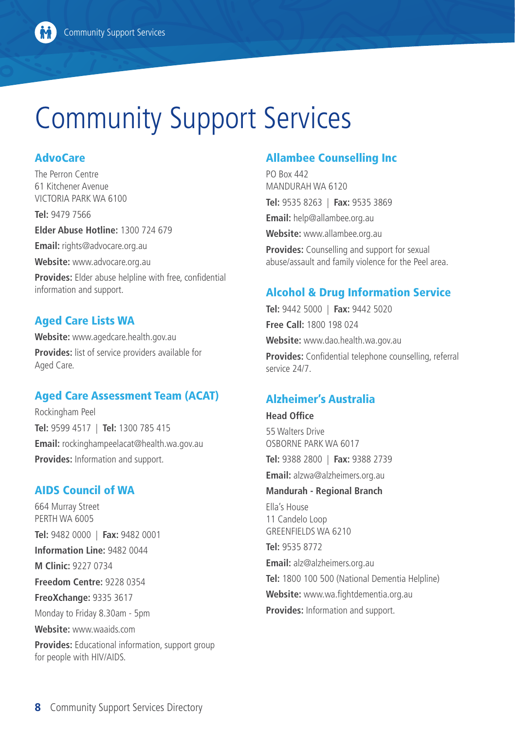# Community Support Services

## AdvoCare

The Perron Centre
61 Kitchener Avenue
VICTORIA PARK WA 6100

**Tel:** 9479 7566

**Elder Abuse Hotline:** 1300 724 679

**Email:** rights@advocare.org.au

**Website:** www.advocare.org.au

**Provides:** Elder abuse helpline with free, confidential information and support.

## Aged Care Lists WA

**Website:** www.agedcare.health.gov.au

**Provides:** list of service providers available for Aged Care.

## Aged Care Assessment Team (ACAT)

Rockingham Peel

**Tel:** 9599 4517 | **Tel:** 1300 785 415

**Email:** rockinghampeelacat@health.wa.gov.au

**Provides:** Information and support.

## AIDS Council of WA

664 Murray Street
PERTH WA 6005

**Tel:** 9482 0000 | **Fax:** 9482 0001

**Information Line:** 9482 0044

**M Clinic:** 9227 0734

**Freedom Centre:** 9228 0354

**FreoXchange:** 9335 3617

Monday to Friday 8.30am - 5pm

**Website:** www.waaids.com

**Provides:** Educational information, support group for people with HIV/AIDS.

## Allambee Counselling Inc

PO Box 442
MANDURAH WA 6120

**Tel:** 9535 8263 | **Fax:** 9535 3869

**Email:** help@allambee.org.au

**Website:** www.allambee.org.au

**Provides:** Counselling and support for sexual abuse/assault and family violence for the Peel area.

## Alcohol & Drug Information Service

**Tel:** 9442 5000 | **Fax:** 9442 5020

**Free Call:** 1800 198 024

**Website:** www.dao.health.wa.gov.au

**Provides:** Confidential telephone counselling, referral service 24/7.

## Alzheimer's Australia

**Head Office**

55 Walters Drive
OSBORNE PARK WA 6017

**Tel:** 9388 2800 | **Fax:** 9388 2739

**Email:** alzwa@alzheimers.org.au

**Mandurah - Regional Branch**

Ella's House
11 Candelo Loop
GREENFIELDS WA 6210

**Tel:** 9535 8772

**Email:** alz@alzheimers.org.au

**Tel:** 1800 100 500 (National Dementia Helpline)

**Website:** www.wa.fightdementia.org.au

**Provides:** Information and support.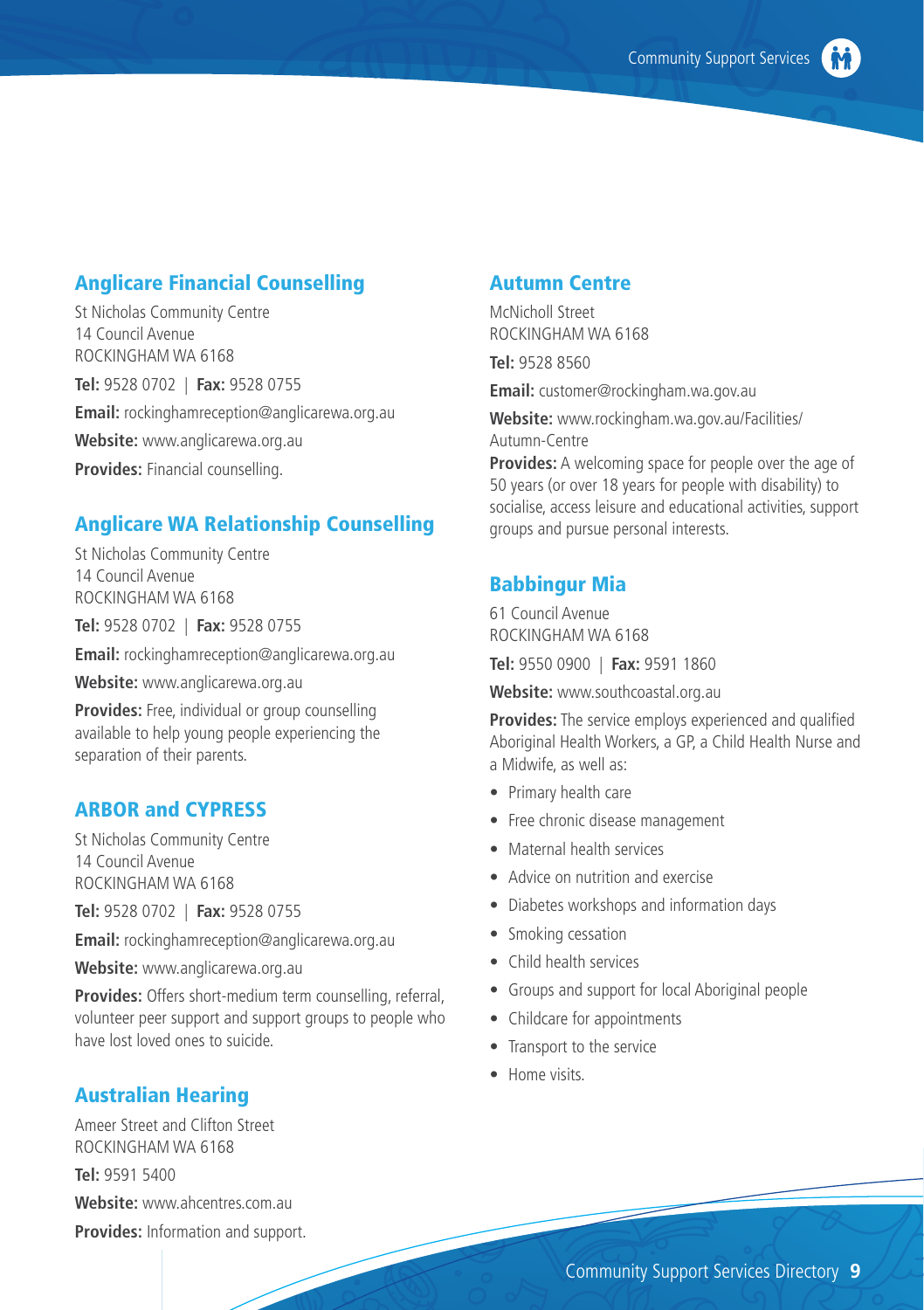## Anglicare Financial Counselling

St Nicholas Community Centre
14 Council Avenue
ROCKINGHAM WA 6168

**Tel:** 9528 0702 | **Fax:** 9528 0755

**Email:** rockinghamreception@anglicarewa.org.au

**Website:** www.anglicarewa.org.au

**Provides:** Financial counselling.

## Anglicare WA Relationship Counselling

St Nicholas Community Centre
14 Council Avenue
ROCKINGHAM WA 6168

**Tel:** 9528 0702 | **Fax:** 9528 0755

**Email:** rockinghamreception@anglicarewa.org.au

**Website:** www.anglicarewa.org.au

**Provides:** Free, individual or group counselling available to help young people experiencing the separation of their parents.

## ARBOR and CYPRESS

St Nicholas Community Centre
14 Council Avenue
ROCKINGHAM WA 6168

**Tel:** 9528 0702 | **Fax:** 9528 0755

**Email:** rockinghamreception@anglicarewa.org.au

**Website:** www.anglicarewa.org.au

**Provides:** Offers short-medium term counselling, referral, volunteer peer support and support groups to people who have lost loved ones to suicide.

## Australian Hearing

Ameer Street and Clifton Street
ROCKINGHAM WA 6168

**Tel:** 9591 5400

**Website:** www.ahcentres.com.au

**Provides:** Information and support.

## Autumn Centre

McNicholl Street
ROCKINGHAM WA 6168

**Tel:** 9528 8560

**Email:** customer@rockingham.wa.gov.au

**Website:** www.rockingham.wa.gov.au/Facilities/Autumn-Centre

**Provides:** A welcoming space for people over the age of 50 years (or over 18 years for people with disability) to socialise, access leisure and educational activities, support groups and pursue personal interests.

## Babbingur Mia

61 Council Avenue
ROCKINGHAM WA 6168

**Tel:** 9550 0900 | **Fax:** 9591 1860

**Website:** www.southcoastal.org.au

**Provides:** The service employs experienced and qualified Aboriginal Health Workers, a GP, a Child Health Nurse and a Midwife, as well as:

- Primary health care
- Free chronic disease management
- Maternal health services
- Advice on nutrition and exercise
- Diabetes workshops and information days
- Smoking cessation
- Child health services
- Groups and support for local Aboriginal people
- Childcare for appointments
- Transport to the service
- Home visits.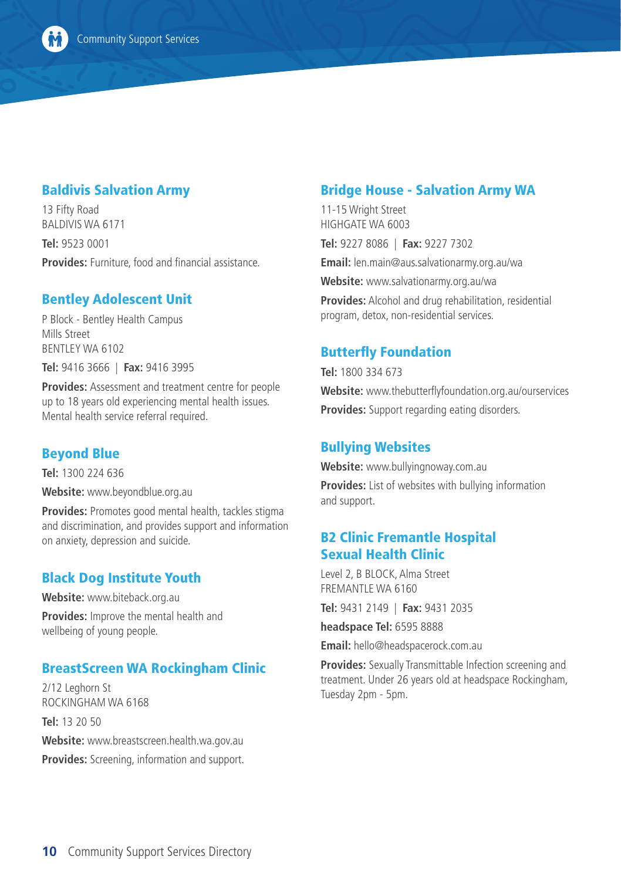## Baldivis Salvation Army

13 Fifty Road
BALDIVIS WA 6171

**Tel:** 9523 0001

**Provides:** Furniture, food and financial assistance.

## Bentley Adolescent Unit

P Block - Bentley Health Campus
Mills Street
BENTLEY WA 6102

**Tel:** 9416 3666 | **Fax:** 9416 3995

**Provides:** Assessment and treatment centre for people up to 18 years old experiencing mental health issues. Mental health service referral required.

## Beyond Blue

**Tel:** 1300 224 636

**Website:** www.beyondblue.org.au

**Provides:** Promotes good mental health, tackles stigma and discrimination, and provides support and information on anxiety, depression and suicide.

## Black Dog Institute Youth

**Website:** www.biteback.org.au

**Provides:** Improve the mental health and wellbeing of young people.

## BreastScreen WA Rockingham Clinic

2/12 Leghorn St
ROCKINGHAM WA 6168

**Tel:** 13 20 50

**Website:** www.breastscreen.health.wa.gov.au

**Provides:** Screening, information and support.

## Bridge House - Salvation Army WA

11-15 Wright Street
HIGHGATE WA 6003

**Tel:** 9227 8086 | **Fax:** 9227 7302

**Email:** len.main@aus.salvationarmy.org.au/wa

**Website:** www.salvationarmy.org.au/wa

**Provides:** Alcohol and drug rehabilitation, residential program, detox, non-residential services.

## Butterfly Foundation

**Tel:** 1800 334 673

**Website:** www.thebutterflyfoundation.org.au/ourservices

**Provides:** Support regarding eating disorders.

## Bullying Websites

**Website:** www.bullyingnoway.com.au

**Provides:** List of websites with bullying information and support.

## B2 Clinic Fremantle Hospital Sexual Health Clinic

Level 2, B BLOCK, Alma Street
FREMANTLE WA 6160

**Tel:** 9431 2149 | **Fax:** 9431 2035

**headspace Tel:** 6595 8888

**Email:** hello@headspacerock.com.au

**Provides:** Sexually Transmittable Infection screening and treatment. Under 26 years old at headspace Rockingham, Tuesday 2pm - 5pm.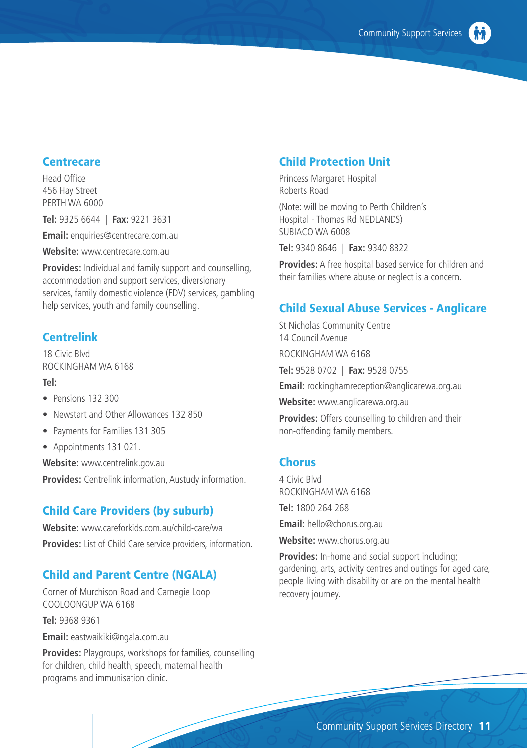## Centrecare

Head Office
456 Hay Street
PERTH WA 6000

**Tel:** 9325 6644 | **Fax:** 9221 3631

**Email:** enquiries@centrecare.com.au

**Website:** www.centrecare.com.au

**Provides:** Individual and family support and counselling, accommodation and support services, diversionary services, family domestic violence (FDV) services, gambling help services, youth and family counselling.

## Centrelink

18 Civic Blvd
ROCKINGHAM WA 6168

**Tel:**

- Pensions 132 300
- Newstart and Other Allowances 132 850
- Payments for Families 131 305
- Appointments 131 021.

**Website:** www.centrelink.gov.au

**Provides:** Centrelink information, Austudy information.

## Child Care Providers (by suburb)

**Website:** www.careforkids.com.au/child-care/wa

**Provides:** List of Child Care service providers, information.

## Child and Parent Centre (NGALA)

Corner of Murchison Road and Carnegie Loop
COOLOONGUP WA 6168

**Tel:** 9368 9361

**Email:** eastwaikiki@ngala.com.au

**Provides:** Playgroups, workshops for families, counselling for children, child health, speech, maternal health programs and immunisation clinic.

## Child Protection Unit

Princess Margaret Hospital
Roberts Road

(Note: will be moving to Perth Children's Hospital - Thomas Rd NEDLANDS)
SUBIACO WA 6008

**Tel:** 9340 8646 | **Fax:** 9340 8822

**Provides:** A free hospital based service for children and their families where abuse or neglect is a concern.

## Child Sexual Abuse Services - Anglicare

St Nicholas Community Centre
14 Council Avenue

ROCKINGHAM WA 6168

**Tel:** 9528 0702 | **Fax:** 9528 0755

**Email:** rockinghamreception@anglicarewa.org.au

**Website:** www.anglicarewa.org.au

**Provides:** Offers counselling to children and their non-offending family members.

## Chorus

4 Civic Blvd
ROCKINGHAM WA 6168

**Tel:** 1800 264 268

**Email:** hello@chorus.org.au

**Website:** www.chorus.org.au

**Provides:** In-home and social support including; gardening, arts, activity centres and outings for aged care, people living with disability or are on the mental health recovery journey.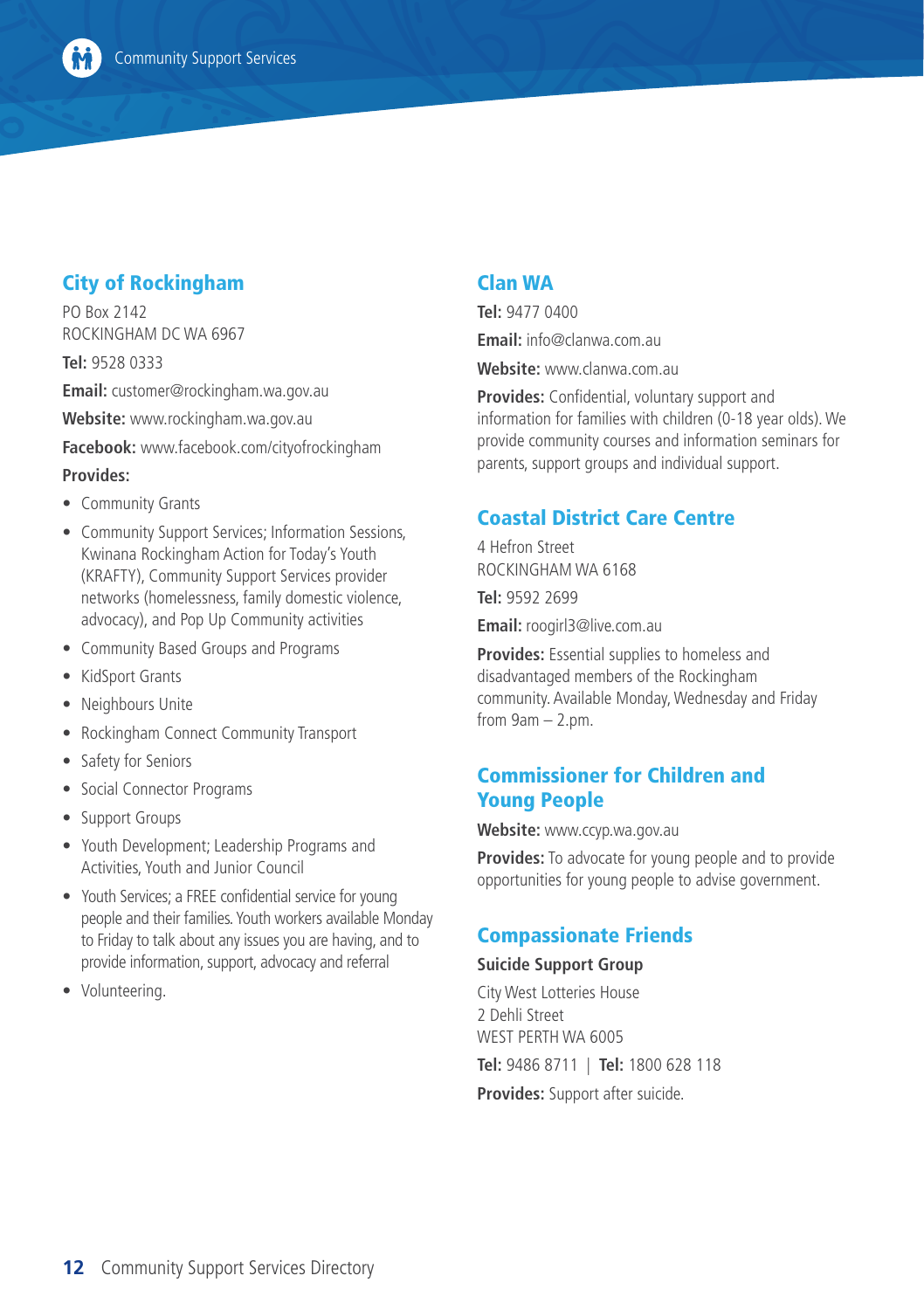## City of Rockingham

PO Box 2142
ROCKINGHAM DC WA 6967

**Tel:** 9528 0333

**Email:** customer@rockingham.wa.gov.au

**Website:** www.rockingham.wa.gov.au

**Facebook:** www.facebook.com/cityofrockingham

**Provides:**

- Community Grants
- Community Support Services; Information Sessions, Kwinana Rockingham Action for Today's Youth (KRAFTY), Community Support Services provider networks (homelessness, family domestic violence, advocacy), and Pop Up Community activities
- Community Based Groups and Programs
- KidSport Grants
- Neighbours Unite
- Rockingham Connect Community Transport
- Safety for Seniors
- Social Connector Programs
- Support Groups
- Youth Development; Leadership Programs and Activities, Youth and Junior Council
- Youth Services; a FREE confidential service for young people and their families. Youth workers available Monday to Friday to talk about any issues you are having, and to provide information, support, advocacy and referral
- Volunteering.

## Clan WA

**Tel:** 9477 0400

**Email:** info@clanwa.com.au

**Website:** www.clanwa.com.au

**Provides:** Confidential, voluntary support and information for families with children (0-18 year olds). We provide community courses and information seminars for parents, support groups and individual support.

## Coastal District Care Centre

4 Hefron Street
ROCKINGHAM WA 6168

**Tel:** 9592 2699

**Email:** roogirl3@live.com.au

**Provides:** Essential supplies to homeless and disadvantaged members of the Rockingham community. Available Monday, Wednesday and Friday from 9am – 2.pm.

## Commissioner for Children and Young People

**Website:** www.ccyp.wa.gov.au

**Provides:** To advocate for young people and to provide opportunities for young people to advise government.

## Compassionate Friends

**Suicide Support Group**

City West Lotteries House
2 Dehli Street
WEST PERTH WA 6005

**Tel:** 9486 8711 | **Tel:** 1800 628 118

**Provides:** Support after suicide.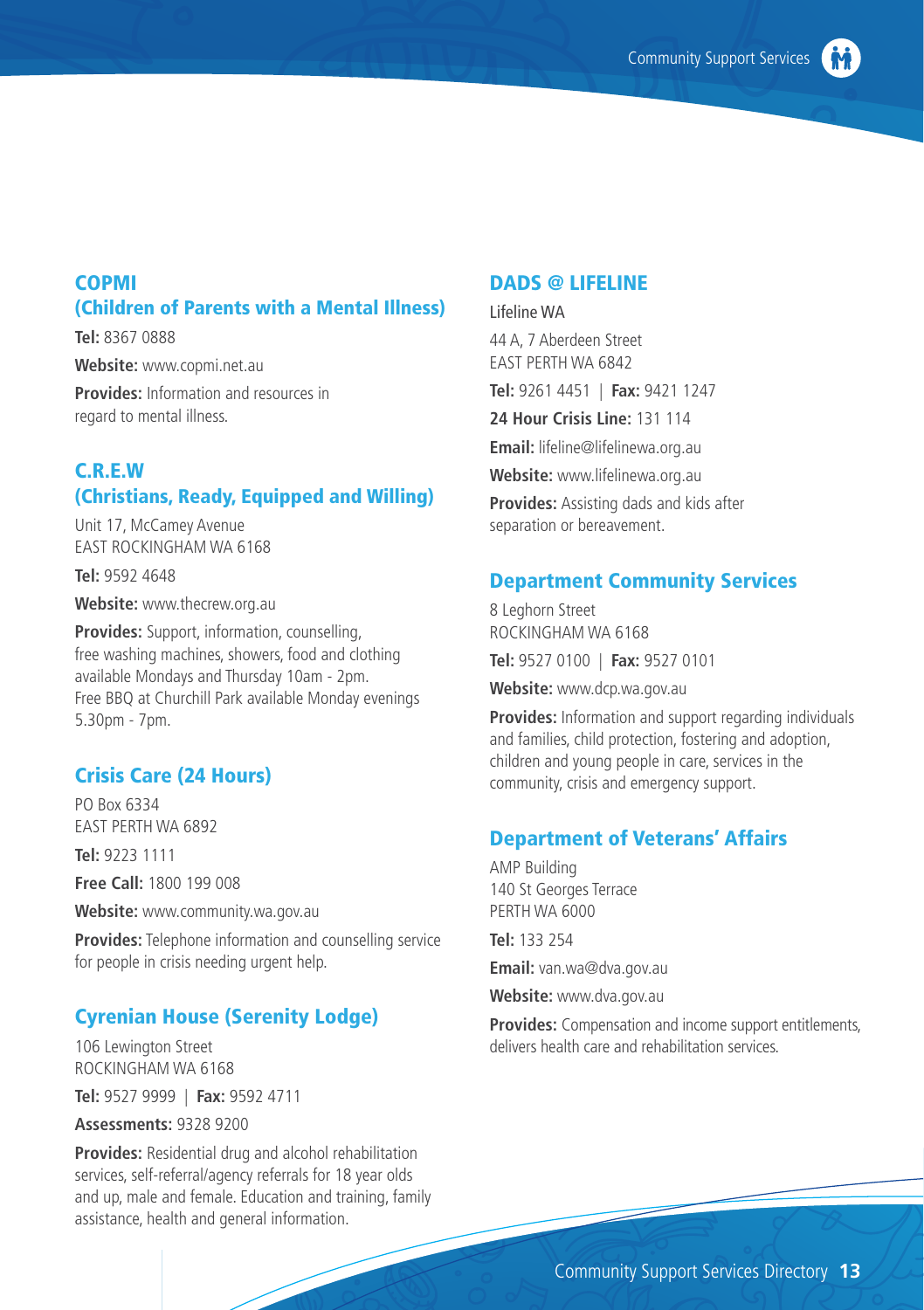## COPMI (Children of Parents with a Mental Illness)

**Tel:** 8367 0888

**Website:** www.copmi.net.au

**Provides:** Information and resources in regard to mental illness.

## C.R.E.W (Christians, Ready, Equipped and Willing)

Unit 17, McCamey Avenue
EAST ROCKINGHAM WA 6168

**Tel:** 9592 4648

**Website:** www.thecrew.org.au

**Provides:** Support, information, counselling, free washing machines, showers, food and clothing available Mondays and Thursday 10am - 2pm. Free BBQ at Churchill Park available Monday evenings 5.30pm - 7pm.

## Crisis Care (24 Hours)

PO Box 6334
EAST PERTH WA 6892

**Tel:** 9223 1111

**Free Call:** 1800 199 008

**Website:** www.community.wa.gov.au

**Provides:** Telephone information and counselling service for people in crisis needing urgent help.

## Cyrenian House (Serenity Lodge)

106 Lewington Street
ROCKINGHAM WA 6168

**Tel:** 9527 9999 | **Fax:** 9592 4711

**Assessments:** 9328 9200

**Provides:** Residential drug and alcohol rehabilitation services, self-referral/agency referrals for 18 year olds and up, male and female. Education and training, family assistance, health and general information.

## DADS @ LIFELINE

Lifeline WA

44 A, 7 Aberdeen Street
EAST PERTH WA 6842

**Tel:** 9261 4451 | **Fax:** 9421 1247

**24 Hour Crisis Line:** 131 114

**Email:** lifeline@lifelinewa.org.au

**Website:** www.lifelinewa.org.au

**Provides:** Assisting dads and kids after separation or bereavement.

## Department Community Services

8 Leghorn Street
ROCKINGHAM WA 6168

**Tel:** 9527 0100 | **Fax:** 9527 0101

**Website:** www.dcp.wa.gov.au

**Provides:** Information and support regarding individuals and families, child protection, fostering and adoption, children and young people in care, services in the community, crisis and emergency support.

## Department of Veterans' Affairs

AMP Building
140 St Georges Terrace
PERTH WA 6000

**Tel:** 133 254

**Email:** van.wa@dva.gov.au

**Website:** www.dva.gov.au

**Provides:** Compensation and income support entitlements, delivers health care and rehabilitation services.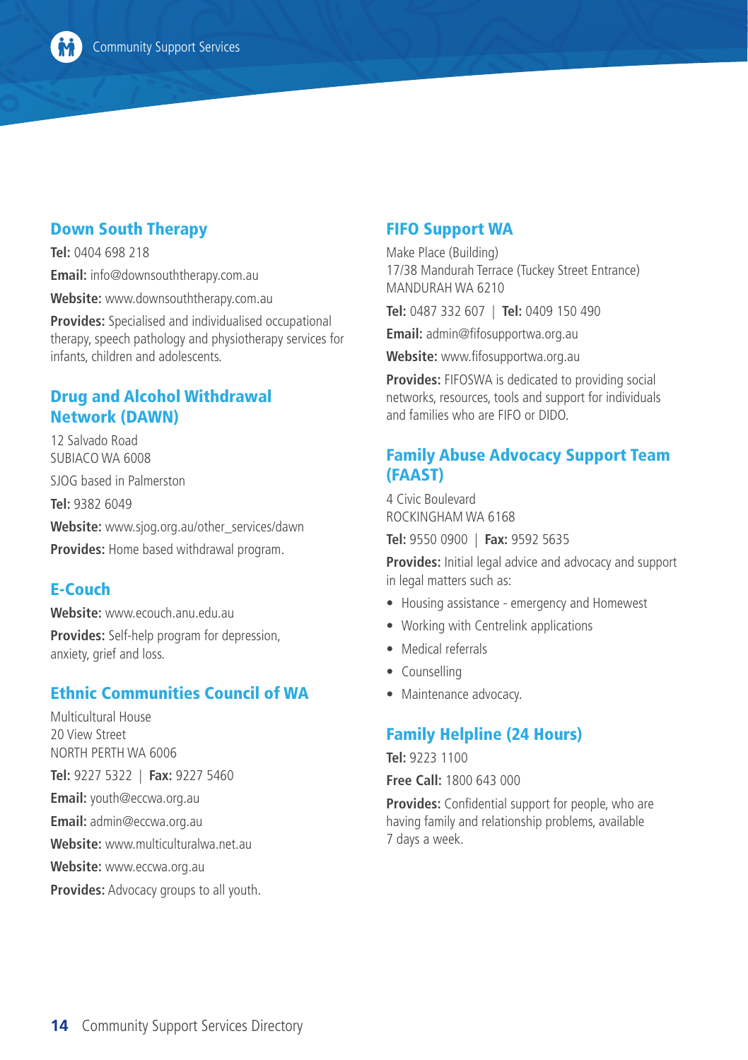## Down South Therapy

**Tel:** 0404 698 218

**Email:** info@downsouththerapy.com.au

**Website:** www.downsouththerapy.com.au

**Provides:** Specialised and individualised occupational therapy, speech pathology and physiotherapy services for infants, children and adolescents.

## Drug and Alcohol Withdrawal Network (DAWN)

12 Salvado Road
SUBIACO WA 6008

SJOG based in Palmerston

**Tel:** 9382 6049

**Website:** www.sjog.org.au/other_services/dawn

**Provides:** Home based withdrawal program.

## E-Couch

**Website:** www.ecouch.anu.edu.au

**Provides:** Self-help program for depression, anxiety, grief and loss.

## Ethnic Communities Council of WA

Multicultural House
20 View Street
NORTH PERTH WA 6006

**Tel:** 9227 5322 | **Fax:** 9227 5460

**Email:** youth@eccwa.org.au

**Email:** admin@eccwa.org.au

**Website:** www.multiculturalwa.net.au

**Website:** www.eccwa.org.au

**Provides:** Advocacy groups to all youth.

## FIFO Support WA

Make Place (Building)
17/38 Mandurah Terrace (Tuckey Street Entrance)
MANDURAH WA 6210

**Tel:** 0487 332 607 | **Tel:** 0409 150 490

**Email:** admin@fifosupportwa.org.au

**Website:** www.fifosupportwa.org.au

**Provides:** FIFOSWA is dedicated to providing social networks, resources, tools and support for individuals and families who are FIFO or DIDO.

## Family Abuse Advocacy Support Team (FAAST)

4 Civic Boulevard
ROCKINGHAM WA 6168

**Tel:** 9550 0900 | **Fax:** 9592 5635

**Provides:** Initial legal advice and advocacy and support in legal matters such as:

- Housing assistance - emergency and Homewest
- Working with Centrelink applications
- Medical referrals
- Counselling
- Maintenance advocacy.

## Family Helpline (24 Hours)

**Tel:** 9223 1100

**Free Call:** 1800 643 000

**Provides:** Confidential support for people, who are having family and relationship problems, available 7 days a week.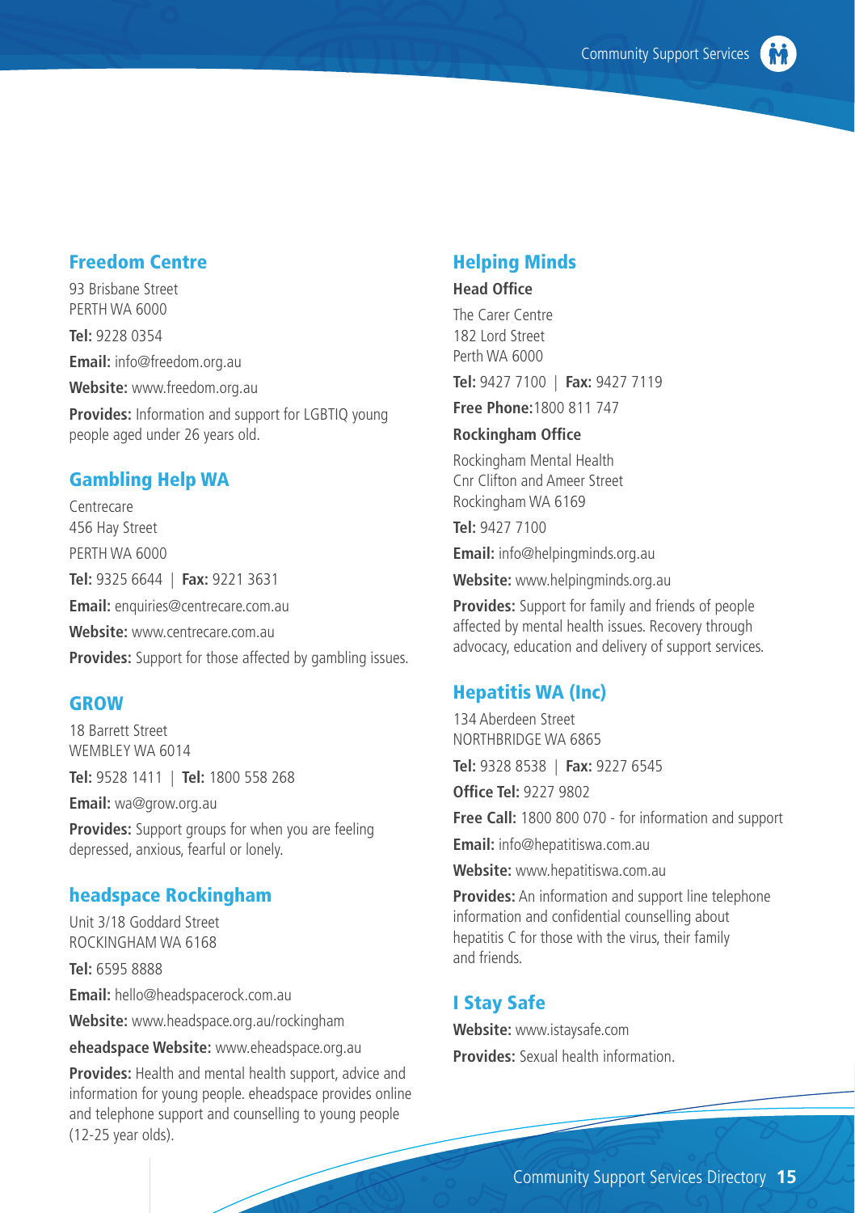## Freedom Centre

93 Brisbane Street
PERTH WA 6000

**Tel:** 9228 0354

**Email:** info@freedom.org.au

**Website:** www.freedom.org.au

**Provides:** Information and support for LGBTIQ young people aged under 26 years old.

## Gambling Help WA

Centrecare
456 Hay Street
PERTH WA 6000

**Tel:** 9325 6644 | **Fax:** 9221 3631

**Email:** enquiries@centrecare.com.au

**Website:** www.centrecare.com.au

**Provides:** Support for those affected by gambling issues.

## GROW

18 Barrett Street
WEMBLEY WA 6014

**Tel:** 9528 1411 | **Tel:** 1800 558 268

**Email:** wa@grow.org.au

**Provides:** Support groups for when you are feeling depressed, anxious, fearful or lonely.

## headspace Rockingham

Unit 3/18 Goddard Street
ROCKINGHAM WA 6168

**Tel:** 6595 8888

**Email:** hello@headspacerock.com.au

**Website:** www.headspace.org.au/rockingham

**eheadspace Website:** www.eheadspace.org.au

**Provides:** Health and mental health support, advice and information for young people. eheadspace provides online and telephone support and counselling to young people (12-25 year olds).

## Helping Minds

**Head Office**

The Carer Centre
182 Lord Street
Perth WA 6000

**Tel:** 9427 7100 | **Fax:** 9427 7119

**Free Phone:**1800 811 747

**Rockingham Office**

Rockingham Mental Health
Cnr Clifton and Ameer Street
Rockingham WA 6169

**Tel:** 9427 7100

**Email:** info@helpingminds.org.au

**Website:** www.helpingminds.org.au

**Provides:** Support for family and friends of people affected by mental health issues. Recovery through advocacy, education and delivery of support services.

## Hepatitis WA (Inc)

134 Aberdeen Street
NORTHBRIDGE WA 6865

**Tel:** 9328 8538 | **Fax:** 9227 6545

**Office Tel:** 9227 9802

**Free Call:** 1800 800 070 - for information and support

**Email:** info@hepatitiswa.com.au

**Website:** www.hepatitiswa.com.au

**Provides:** An information and support line telephone information and confidential counselling about hepatitis C for those with the virus, their family and friends.

## I Stay Safe

**Website:** www.istaysafe.com

**Provides:** Sexual health information.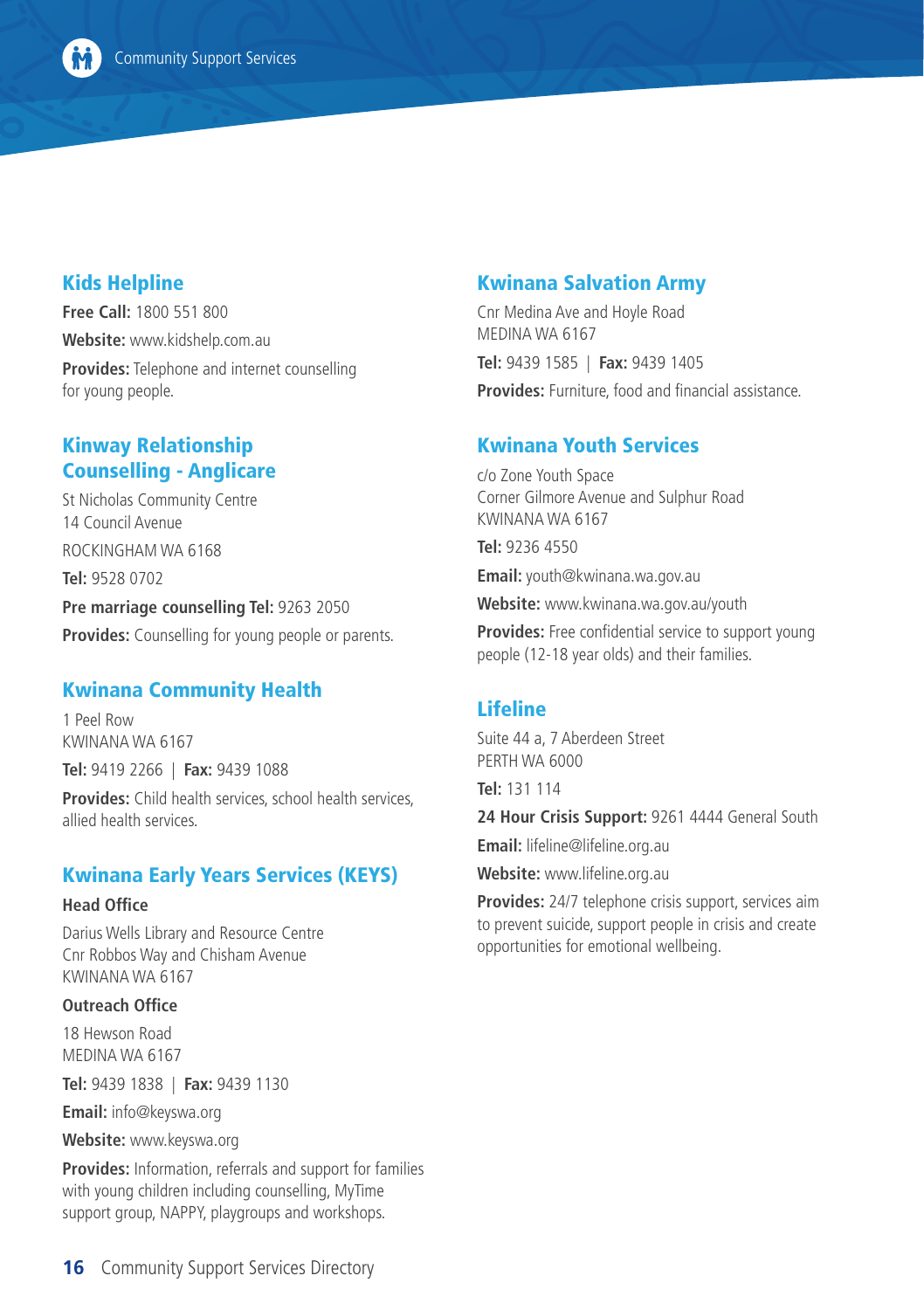## Kids Helpline

**Free Call:** 1800 551 800

**Website:** www.kidshelp.com.au

**Provides:** Telephone and internet counselling for young people.

## Kinway Relationship Counselling - Anglicare

St Nicholas Community Centre
14 Council Avenue

ROCKINGHAM WA 6168

**Tel:** 9528 0702

**Pre marriage counselling Tel:** 9263 2050

**Provides:** Counselling for young people or parents.

## Kwinana Community Health

1 Peel Row
KWINANA WA 6167

**Tel:** 9419 2266 | **Fax:** 9439 1088

**Provides:** Child health services, school health services, allied health services.

## Kwinana Early Years Services (KEYS)

**Head Office**

Darius Wells Library and Resource Centre
Cnr Robbos Way and Chisham Avenue
KWINANA WA 6167

**Outreach Office**

18 Hewson Road
MEDINA WA 6167

**Tel:** 9439 1838 | **Fax:** 9439 1130

**Email:** info@keyswa.org

**Website:** www.keyswa.org

**Provides:** Information, referrals and support for families with young children including counselling, MyTime support group, NAPPY, playgroups and workshops.

## Kwinana Salvation Army

Cnr Medina Ave and Hoyle Road
MEDINA WA 6167

**Tel:** 9439 1585 | **Fax:** 9439 1405

**Provides:** Furniture, food and financial assistance.

## Kwinana Youth Services

c/o Zone Youth Space
Corner Gilmore Avenue and Sulphur Road
KWINANA WA 6167

**Tel:** 9236 4550

**Email:** youth@kwinana.wa.gov.au

**Website:** www.kwinana.wa.gov.au/youth

**Provides:** Free confidential service to support young people (12-18 year olds) and their families.

## Lifeline

Suite 44 a, 7 Aberdeen Street
PERTH WA 6000

**Tel:** 131 114

**24 Hour Crisis Support:** 9261 4444 General South

**Email:** lifeline@lifeline.org.au

**Website:** www.lifeline.org.au

**Provides:** 24/7 telephone crisis support, services aim to prevent suicide, support people in crisis and create opportunities for emotional wellbeing.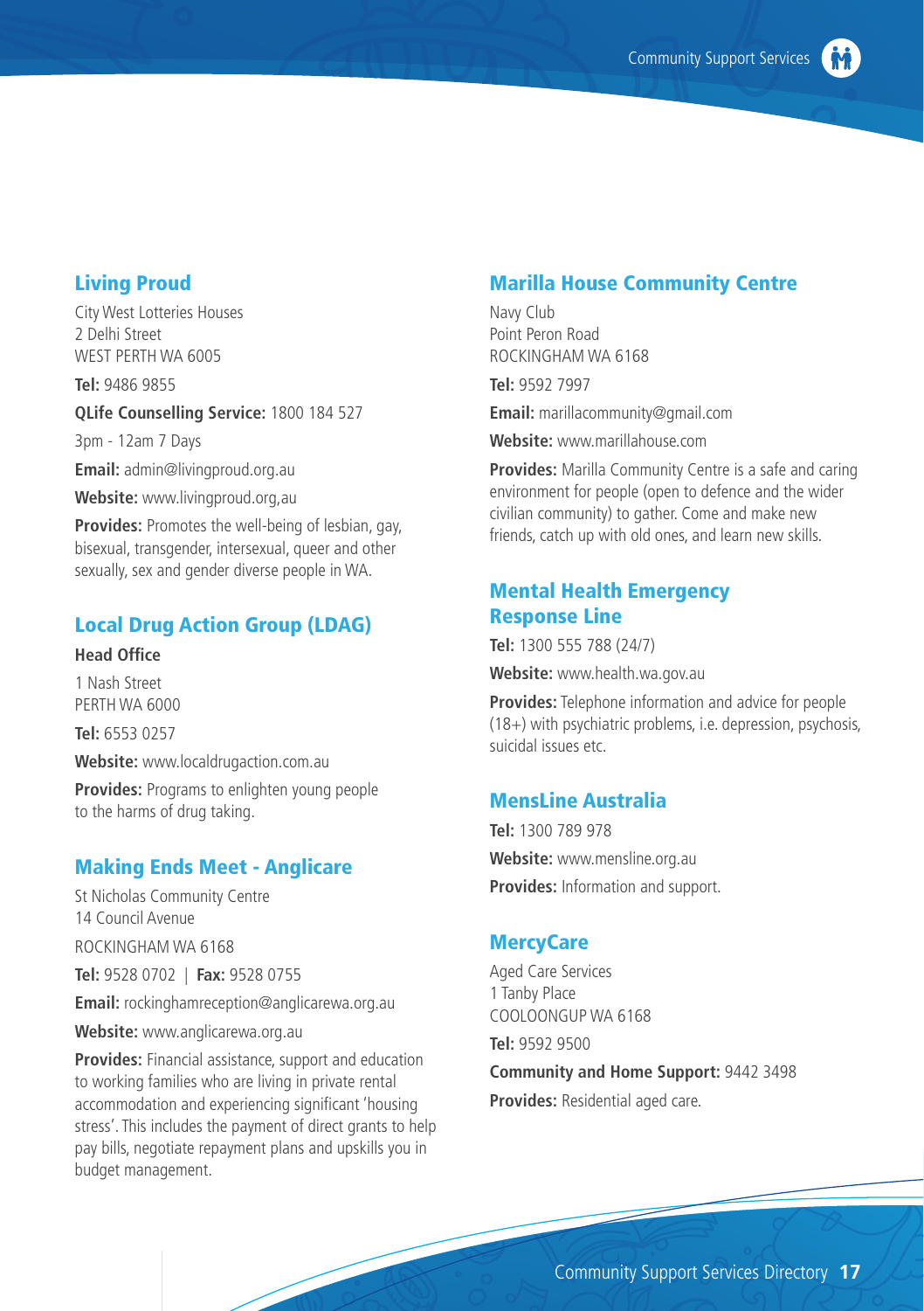## Living Proud

City West Lotteries Houses
2 Delhi Street
WEST PERTH WA 6005

**Tel:** 9486 9855

**QLife Counselling Service:** 1800 184 527

3pm - 12am 7 Days

**Email:** admin@livingproud.org.au

**Website:** www.livingproud.org,au

**Provides:** Promotes the well-being of lesbian, gay, bisexual, transgender, intersexual, queer and other sexually, sex and gender diverse people in WA.

## Local Drug Action Group (LDAG)

**Head Office**

1 Nash Street
PERTH WA 6000

**Tel:** 6553 0257

**Website:** www.localdrugaction.com.au

**Provides:** Programs to enlighten young people to the harms of drug taking.

## Making Ends Meet - Anglicare

St Nicholas Community Centre
14 Council Avenue

ROCKINGHAM WA 6168

**Tel:** 9528 0702 | **Fax:** 9528 0755

**Email:** rockinghamreception@anglicarewa.org.au

**Website:** www.anglicarewa.org.au

**Provides:** Financial assistance, support and education to working families who are living in private rental accommodation and experiencing significant 'housing stress'. This includes the payment of direct grants to help pay bills, negotiate repayment plans and upskills you in budget management.

## Marilla House Community Centre

Navy Club
Point Peron Road
ROCKINGHAM WA 6168

**Tel:** 9592 7997

**Email:** marillacommunity@gmail.com

**Website:** www.marillahouse.com

**Provides:** Marilla Community Centre is a safe and caring environment for people (open to defence and the wider civilian community) to gather. Come and make new friends, catch up with old ones, and learn new skills.

## Mental Health Emergency Response Line

**Tel:** 1300 555 788 (24/7)

**Website:** www.health.wa.gov.au

**Provides:** Telephone information and advice for people (18+) with psychiatric problems, i.e. depression, psychosis, suicidal issues etc.

## MensLine Australia

**Tel:** 1300 789 978

**Website:** www.mensline.org.au

**Provides:** Information and support.

## MercyCare

Aged Care Services
1 Tanby Place
COOLOONGUP WA 6168

**Tel:** 9592 9500

**Community and Home Support:** 9442 3498

**Provides:** Residential aged care.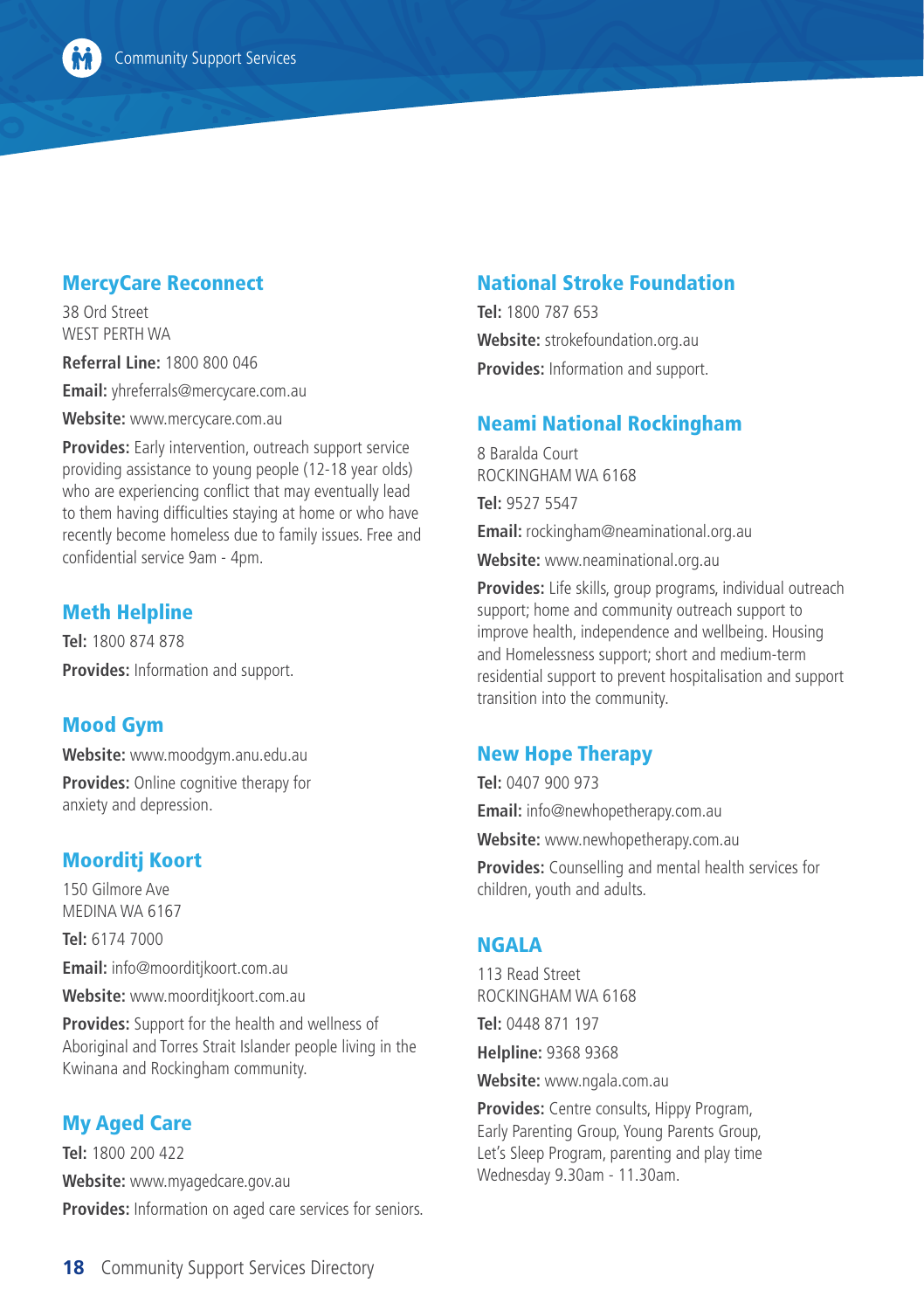## MercyCare Reconnect

38 Ord Street
WEST PERTH WA

**Referral Line:** 1800 800 046

**Email:** yhreferrals@mercycare.com.au

**Website:** www.mercycare.com.au

**Provides:** Early intervention, outreach support service providing assistance to young people (12-18 year olds) who are experiencing conflict that may eventually lead to them having difficulties staying at home or who have recently become homeless due to family issues. Free and confidential service 9am - 4pm.

## Meth Helpline

**Tel:** 1800 874 878

**Provides:** Information and support.

## Mood Gym

**Website:** www.moodgym.anu.edu.au

**Provides:** Online cognitive therapy for anxiety and depression.

## Moorditj Koort

150 Gilmore Ave
MEDINA WA 6167

**Tel:** 6174 7000

**Email:** info@moorditjkoort.com.au

**Website:** www.moorditjkoort.com.au

**Provides:** Support for the health and wellness of Aboriginal and Torres Strait Islander people living in the Kwinana and Rockingham community.

## My Aged Care

**Tel:** 1800 200 422

**Website:** www.myagedcare.gov.au

**Provides:** Information on aged care services for seniors.

## National Stroke Foundation

**Tel:** 1800 787 653

**Website:** strokefoundation.org.au

**Provides:** Information and support.

## Neami National Rockingham

8 Baralda Court
ROCKINGHAM WA 6168

**Tel:** 9527 5547

**Email:** rockingham@neaminational.org.au

**Website:** www.neaminational.org.au

**Provides:** Life skills, group programs, individual outreach support; home and community outreach support to improve health, independence and wellbeing. Housing and Homelessness support; short and medium-term residential support to prevent hospitalisation and support transition into the community.

## New Hope Therapy

**Tel:** 0407 900 973

**Email:** info@newhopetherapy.com.au

**Website:** www.newhopetherapy.com.au

**Provides:** Counselling and mental health services for children, youth and adults.

## NGALA

113 Read Street
ROCKINGHAM WA 6168

**Tel:** 0448 871 197

**Helpline:** 9368 9368

**Website:** www.ngala.com.au

**Provides:** Centre consults, Hippy Program, Early Parenting Group, Young Parents Group, Let's Sleep Program, parenting and play time Wednesday 9.30am - 11.30am.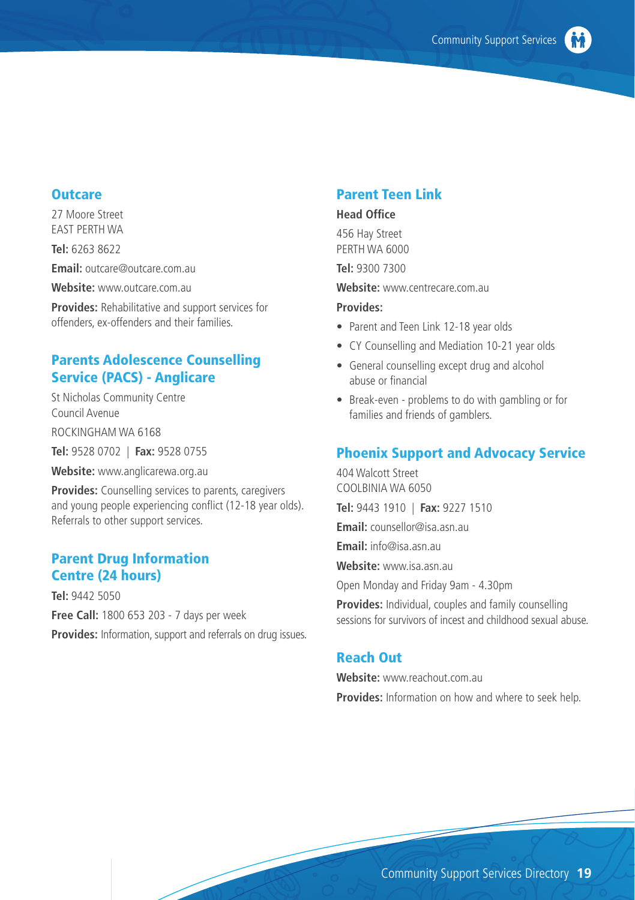## Outcare

27 Moore Street
EAST PERTH WA

**Tel:** 6263 8622

**Email:** outcare@outcare.com.au

**Website:** www.outcare.com.au

**Provides:** Rehabilitative and support services for offenders, ex-offenders and their families.

## Parents Adolescence Counselling Service (PACS) - Anglicare

St Nicholas Community Centre
Council Avenue

ROCKINGHAM WA 6168

**Tel:** 9528 0702 | **Fax:** 9528 0755

**Website:** www.anglicarewa.org.au

**Provides:** Counselling services to parents, caregivers and young people experiencing conflict (12-18 year olds). Referrals to other support services.

## Parent Drug Information Centre (24 hours)

**Tel:** 9442 5050

**Free Call:** 1800 653 203 - 7 days per week

**Provides:** Information, support and referrals on drug issues.

## Parent Teen Link

**Head Office**

456 Hay Street
PERTH WA 6000

**Tel:** 9300 7300

**Website:** www.centrecare.com.au

**Provides:**

- Parent and Teen Link 12-18 year olds
- CY Counselling and Mediation 10-21 year olds
- General counselling except drug and alcohol abuse or financial
- Break-even - problems to do with gambling or for families and friends of gamblers.

## Phoenix Support and Advocacy Service

404 Walcott Street
COOLBINIA WA 6050

**Tel:** 9443 1910 | **Fax:** 9227 1510

**Email:** counsellor@isa.asn.au

**Email:** info@isa.asn.au

**Website:** www.isa.asn.au

Open Monday and Friday 9am - 4.30pm

**Provides:** Individual, couples and family counselling sessions for survivors of incest and childhood sexual abuse.

## Reach Out

**Website:** www.reachout.com.au

**Provides:** Information on how and where to seek help.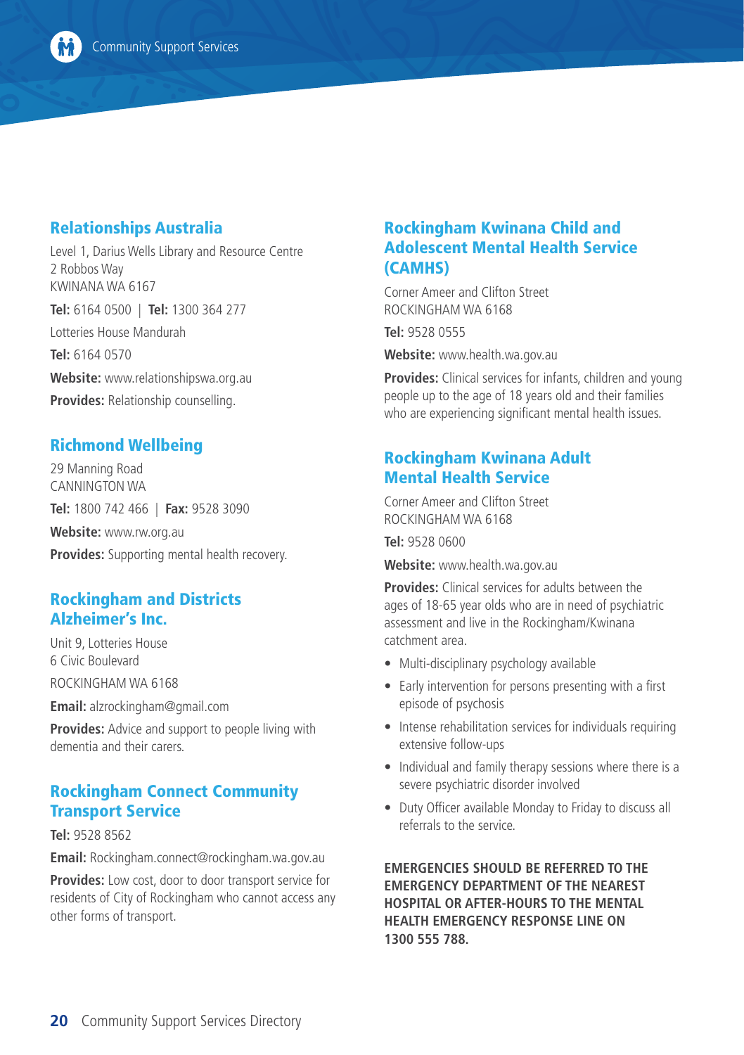## Relationships Australia

Level 1, Darius Wells Library and Resource Centre
2 Robbos Way
KWINANA WA 6167

**Tel:** 6164 0500 | **Tel:** 1300 364 277

Lotteries House Mandurah

**Tel:** 6164 0570

**Website:** www.relationshipswa.org.au

**Provides:** Relationship counselling.

## Richmond Wellbeing

29 Manning Road
CANNINGTON WA

**Tel:** 1800 742 466 | **Fax:** 9528 3090

**Website:** www.rw.org.au

**Provides:** Supporting mental health recovery.

## Rockingham and Districts Alzheimer's Inc.

Unit 9, Lotteries House
6 Civic Boulevard

ROCKINGHAM WA 6168

**Email:** alzrockingham@gmail.com

**Provides:** Advice and support to people living with dementia and their carers.

## Rockingham Connect Community Transport Service

**Tel:** 9528 8562

**Email:** Rockingham.connect@rockingham.wa.gov.au

**Provides:** Low cost, door to door transport service for residents of City of Rockingham who cannot access any other forms of transport.

## Rockingham Kwinana Child and Adolescent Mental Health Service (CAMHS)

Corner Ameer and Clifton Street
ROCKINGHAM WA 6168

**Tel:** 9528 0555

**Website:** www.health.wa.gov.au

**Provides:** Clinical services for infants, children and young people up to the age of 18 years old and their families who are experiencing significant mental health issues.

## Rockingham Kwinana Adult Mental Health Service

Corner Ameer and Clifton Street
ROCKINGHAM WA 6168

**Tel:** 9528 0600

**Website:** www.health.wa.gov.au

**Provides:** Clinical services for adults between the ages of 18-65 year olds who are in need of psychiatric assessment and live in the Rockingham/Kwinana catchment area.

- Multi-disciplinary psychology available
- Early intervention for persons presenting with a first episode of psychosis
- Intense rehabilitation services for individuals requiring extensive follow-ups
- Individual and family therapy sessions where there is a severe psychiatric disorder involved
- Duty Officer available Monday to Friday to discuss all referrals to the service.

**EMERGENCIES SHOULD BE REFERRED TO THE EMERGENCY DEPARTMENT OF THE NEAREST HOSPITAL OR AFTER-HOURS TO THE MENTAL HEALTH EMERGENCY RESPONSE LINE ON 1300 555 788.**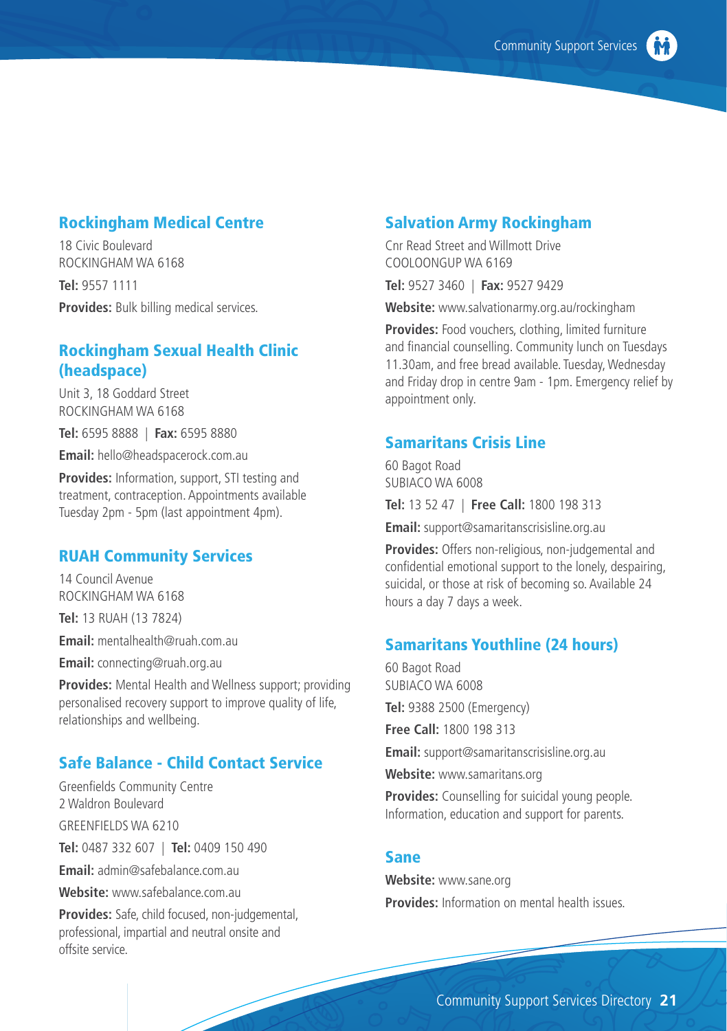## Rockingham Medical Centre

18 Civic Boulevard
ROCKINGHAM WA 6168

**Tel:** 9557 1111

**Provides:** Bulk billing medical services.

## Rockingham Sexual Health Clinic (headspace)

Unit 3, 18 Goddard Street
ROCKINGHAM WA 6168

**Tel:** 6595 8888 | **Fax:** 6595 8880

**Email:** hello@headspacerock.com.au

**Provides:** Information, support, STI testing and treatment, contraception. Appointments available Tuesday 2pm - 5pm (last appointment 4pm).

## RUAH Community Services

14 Council Avenue
ROCKINGHAM WA 6168

**Tel:** 13 RUAH (13 7824)

**Email:** mentalhealth@ruah.com.au

**Email:** connecting@ruah.org.au

**Provides:** Mental Health and Wellness support; providing personalised recovery support to improve quality of life, relationships and wellbeing.

## Safe Balance - Child Contact Service

Greenfields Community Centre
2 Waldron Boulevard
GREENFIELDS WA 6210

**Tel:** 0487 332 607 | **Tel:** 0409 150 490

**Email:** admin@safebalance.com.au

**Website:** www.safebalance.com.au

**Provides:** Safe, child focused, non-judgemental, professional, impartial and neutral onsite and offsite service.

## Salvation Army Rockingham

Cnr Read Street and Willmott Drive
COOLOONGUP WA 6169

**Tel:** 9527 3460 | **Fax:** 9527 9429

**Website:** www.salvationarmy.org.au/rockingham

**Provides:** Food vouchers, clothing, limited furniture and financial counselling. Community lunch on Tuesdays 11.30am, and free bread available. Tuesday, Wednesday and Friday drop in centre 9am - 1pm. Emergency relief by appointment only.

## Samaritans Crisis Line

60 Bagot Road
SUBIACO WA 6008

**Tel:** 13 52 47 | **Free Call:** 1800 198 313

**Email:** support@samaritanscrisisline.org.au

**Provides:** Offers non-religious, non-judgemental and confidential emotional support to the lonely, despairing, suicidal, or those at risk of becoming so. Available 24 hours a day 7 days a week.

## Samaritans Youthline (24 hours)

60 Bagot Road
SUBIACO WA 6008

**Tel:** 9388 2500 (Emergency)

**Free Call:** 1800 198 313

**Email:** support@samaritanscrisisline.org.au

**Website:** www.samaritans.org

**Provides:** Counselling for suicidal young people. Information, education and support for parents.

## Sane

**Website:** www.sane.org

**Provides:** Information on mental health issues.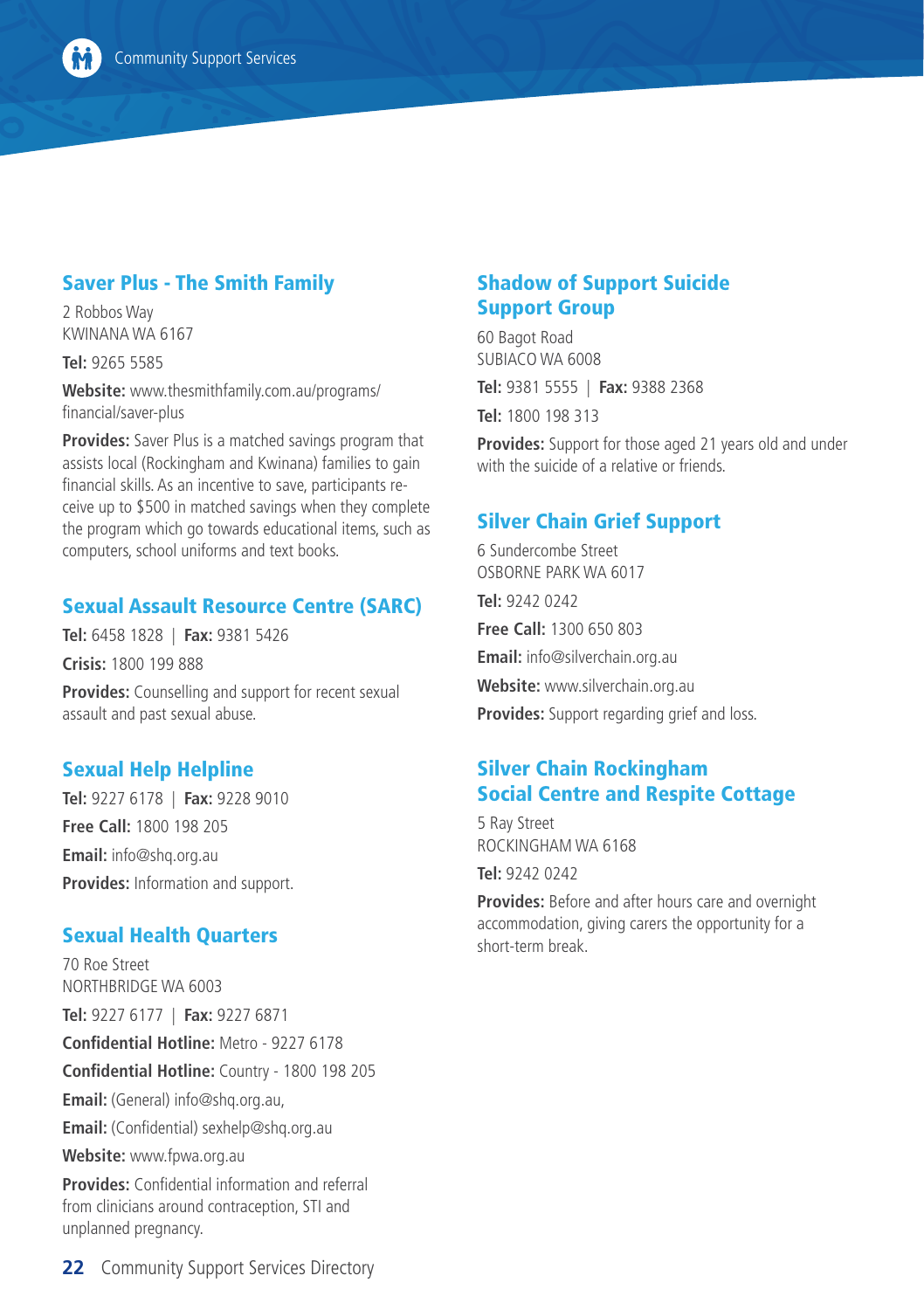## Saver Plus - The Smith Family

2 Robbos Way
KWINANA WA 6167

**Tel:** 9265 5585

**Website:** www.thesmithfamily.com.au/programs/financial/saver-plus

**Provides:** Saver Plus is a matched savings program that assists local (Rockingham and Kwinana) families to gain financial skills. As an incentive to save, participants receive up to $500 in matched savings when they complete the program which go towards educational items, such as computers, school uniforms and text books.

## Sexual Assault Resource Centre (SARC)

**Tel:** 6458 1828 | **Fax:** 9381 5426

**Crisis:** 1800 199 888

**Provides:** Counselling and support for recent sexual assault and past sexual abuse.

## Sexual Help Helpline

**Tel:** 9227 6178 | **Fax:** 9228 9010

**Free Call:** 1800 198 205

**Email:** info@shq.org.au

**Provides:** Information and support.

## Sexual Health Quarters

70 Roe Street
NORTHBRIDGE WA 6003

**Tel:** 9227 6177 | **Fax:** 9227 6871

**Confidential Hotline:** Metro - 9227 6178

**Confidential Hotline:** Country - 1800 198 205

**Email:** (General) info@shq.org.au,

**Email:** (Confidential) sexhelp@shq.org.au

**Website:** www.fpwa.org.au

**Provides:** Confidential information and referral from clinicians around contraception, STI and unplanned pregnancy.

## Shadow of Support Suicide Support Group

60 Bagot Road
SUBIACO WA 6008

**Tel:** 9381 5555 | **Fax:** 9388 2368

**Tel:** 1800 198 313

**Provides:** Support for those aged 21 years old and under with the suicide of a relative or friends.

## Silver Chain Grief Support

6 Sundercombe Street
OSBORNE PARK WA 6017

**Tel:** 9242 0242

**Free Call:** 1300 650 803

**Email:** info@silverchain.org.au

**Website:** www.silverchain.org.au

**Provides:** Support regarding grief and loss.

## Silver Chain Rockingham Social Centre and Respite Cottage

5 Ray Street
ROCKINGHAM WA 6168

**Tel:** 9242 0242

**Provides:** Before and after hours care and overnight accommodation, giving carers the opportunity for a short-term break.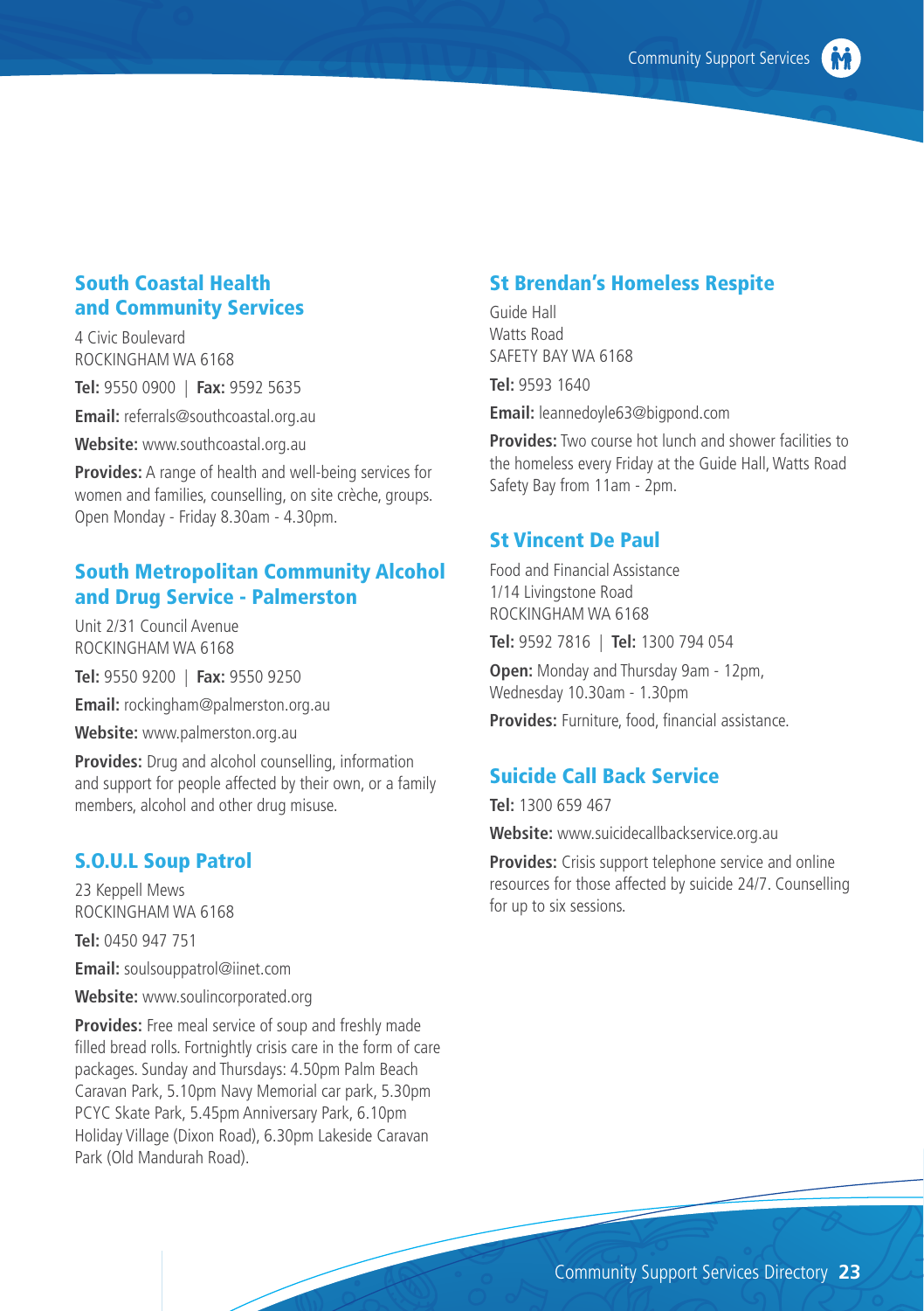## South Coastal Health and Community Services

4 Civic Boulevard
ROCKINGHAM WA 6168

**Tel:** 9550 0900 | **Fax:** 9592 5635

**Email:** referrals@southcoastal.org.au

**Website:** www.southcoastal.org.au

**Provides:** A range of health and well-being services for women and families, counselling, on site crèche, groups. Open Monday - Friday 8.30am - 4.30pm.

## South Metropolitan Community Alcohol and Drug Service - Palmerston

Unit 2/31 Council Avenue
ROCKINGHAM WA 6168

**Tel:** 9550 9200 | **Fax:** 9550 9250

**Email:** rockingham@palmerston.org.au

**Website:** www.palmerston.org.au

**Provides:** Drug and alcohol counselling, information and support for people affected by their own, or a family members, alcohol and other drug misuse.

## S.O.U.L Soup Patrol

23 Keppell Mews
ROCKINGHAM WA 6168

**Tel:** 0450 947 751

**Email:** soulsouppatrol@iinet.com

**Website:** www.soulincorporated.org

**Provides:** Free meal service of soup and freshly made filled bread rolls. Fortnightly crisis care in the form of care packages. Sunday and Thursdays: 4.50pm Palm Beach Caravan Park, 5.10pm Navy Memorial car park, 5.30pm PCYC Skate Park, 5.45pm Anniversary Park, 6.10pm Holiday Village (Dixon Road), 6.30pm Lakeside Caravan Park (Old Mandurah Road).

## St Brendan's Homeless Respite

Guide Hall
Watts Road
SAFETY BAY WA 6168

**Tel:** 9593 1640

**Email:** leannedoyle63@bigpond.com

**Provides:** Two course hot lunch and shower facilities to the homeless every Friday at the Guide Hall, Watts Road Safety Bay from 11am - 2pm.

## St Vincent De Paul

Food and Financial Assistance
1/14 Livingstone Road
ROCKINGHAM WA 6168

**Tel:** 9592 7816 | **Tel:** 1300 794 054

**Open:** Monday and Thursday 9am - 12pm, Wednesday 10.30am - 1.30pm

**Provides:** Furniture, food, financial assistance.

## Suicide Call Back Service

**Tel:** 1300 659 467

**Website:** www.suicidecallbackservice.org.au

**Provides:** Crisis support telephone service and online resources for those affected by suicide 24/7. Counselling for up to six sessions.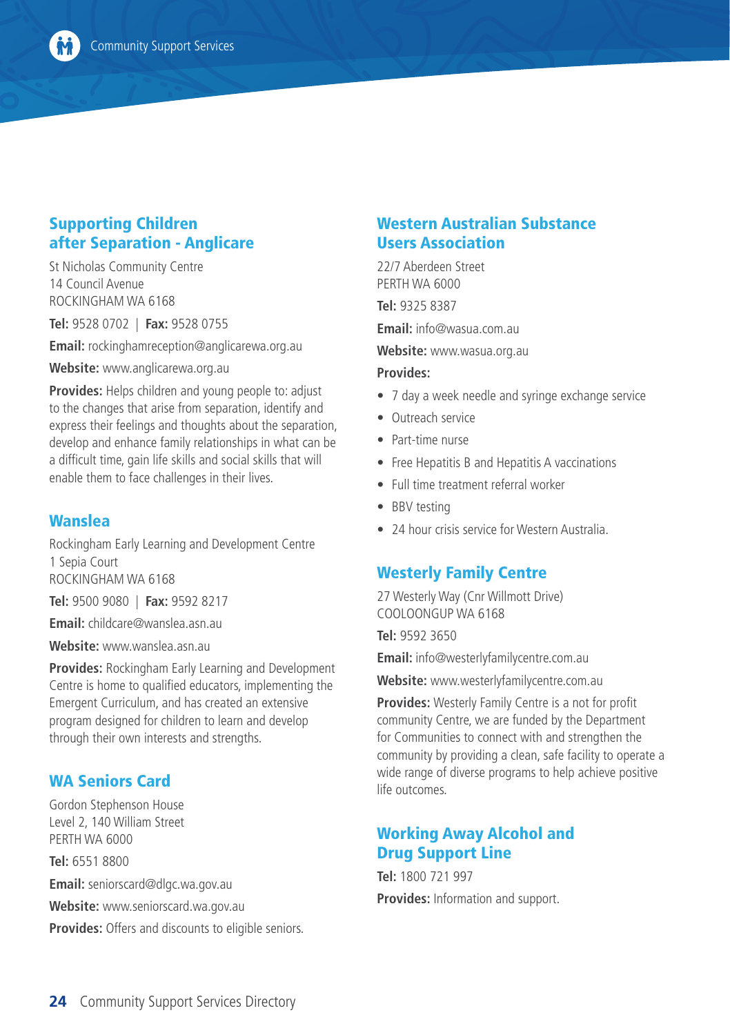## Supporting Children after Separation - Anglicare

St Nicholas Community Centre
14 Council Avenue
ROCKINGHAM WA 6168

**Tel:** 9528 0702 | **Fax:** 9528 0755

**Email:** rockinghamreception@anglicarewa.org.au

**Website:** www.anglicarewa.org.au

**Provides:** Helps children and young people to: adjust to the changes that arise from separation, identify and express their feelings and thoughts about the separation, develop and enhance family relationships in what can be a difficult time, gain life skills and social skills that will enable them to face challenges in their lives.

## Wanslea

Rockingham Early Learning and Development Centre
1 Sepia Court
ROCKINGHAM WA 6168

**Tel:** 9500 9080 | **Fax:** 9592 8217

**Email:** childcare@wanslea.asn.au

**Website:** www.wanslea.asn.au

**Provides:** Rockingham Early Learning and Development Centre is home to qualified educators, implementing the Emergent Curriculum, and has created an extensive program designed for children to learn and develop through their own interests and strengths.

## WA Seniors Card

Gordon Stephenson House
Level 2, 140 William Street
PERTH WA 6000

**Tel:** 6551 8800

**Email:** seniorscard@dlgc.wa.gov.au

**Website:** www.seniorscard.wa.gov.au

**Provides:** Offers and discounts to eligible seniors.

## Western Australian Substance Users Association

22/7 Aberdeen Street
PERTH WA 6000

**Tel:** 9325 8387

**Email:** info@wasua.com.au

**Website:** www.wasua.org.au

**Provides:**

- 7 day a week needle and syringe exchange service
- Outreach service
- Part-time nurse
- Free Hepatitis B and Hepatitis A vaccinations
- Full time treatment referral worker
- BBV testing
- 24 hour crisis service for Western Australia.

## Westerly Family Centre

27 Westerly Way (Cnr Willmott Drive)
COOLOONGUP WA 6168

**Tel:** 9592 3650

**Email:** info@westerlyfamilycentre.com.au

**Website:** www.westerlyfamilycentre.com.au

**Provides:** Westerly Family Centre is a not for profit community Centre, we are funded by the Department for Communities to connect with and strengthen the community by providing a clean, safe facility to operate a wide range of diverse programs to help achieve positive life outcomes.

## Working Away Alcohol and Drug Support Line

**Tel:** 1800 721 997

**Provides:** Information and support.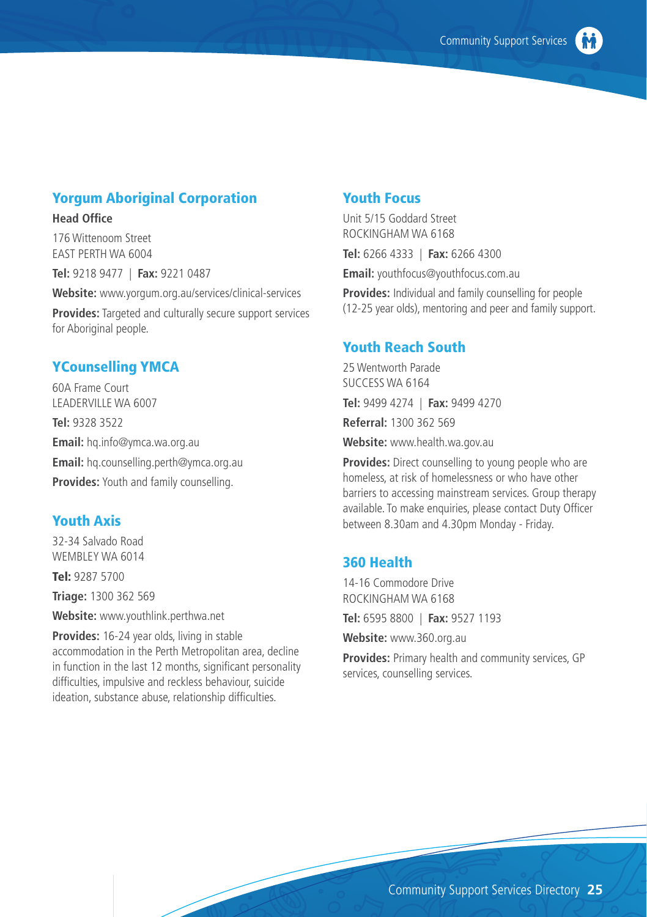## Yorgum Aboriginal Corporation

**Head Office**

176 Wittenoom Street
EAST PERTH WA 6004

**Tel:** 9218 9477 | **Fax:** 9221 0487

**Website:** www.yorgum.org.au/services/clinical-services

**Provides:** Targeted and culturally secure support services for Aboriginal people.

## YCounselling YMCA

60A Frame Court
LEADERVILLE WA 6007

**Tel:** 9328 3522

**Email:** hq.info@ymca.wa.org.au

**Email:** hq.counselling.perth@ymca.org.au

**Provides:** Youth and family counselling.

## Youth Axis

32-34 Salvado Road
WEMBLEY WA 6014

**Tel:** 9287 5700

**Triage:** 1300 362 569

**Website:** www.youthlink.perthwa.net

**Provides:** 16-24 year olds, living in stable accommodation in the Perth Metropolitan area, decline in function in the last 12 months, significant personality difficulties, impulsive and reckless behaviour, suicide ideation, substance abuse, relationship difficulties.

## Youth Focus

Unit 5/15 Goddard Street
ROCKINGHAM WA 6168

**Tel:** 6266 4333 | **Fax:** 6266 4300

**Email:** youthfocus@youthfocus.com.au

**Provides:** Individual and family counselling for people (12-25 year olds), mentoring and peer and family support.

## Youth Reach South

25 Wentworth Parade
SUCCESS WA 6164

**Tel:** 9499 4274 | **Fax:** 9499 4270

**Referral:** 1300 362 569

**Website:** www.health.wa.gov.au

**Provides:** Direct counselling to young people who are homeless, at risk of homelessness or who have other barriers to accessing mainstream services. Group therapy available. To make enquiries, please contact Duty Officer between 8.30am and 4.30pm Monday - Friday.

## 360 Health

14-16 Commodore Drive
ROCKINGHAM WA 6168

**Tel:** 6595 8800 | **Fax:** 9527 1193

**Website:** www.360.org.au

**Provides:** Primary health and community services, GP services, counselling services.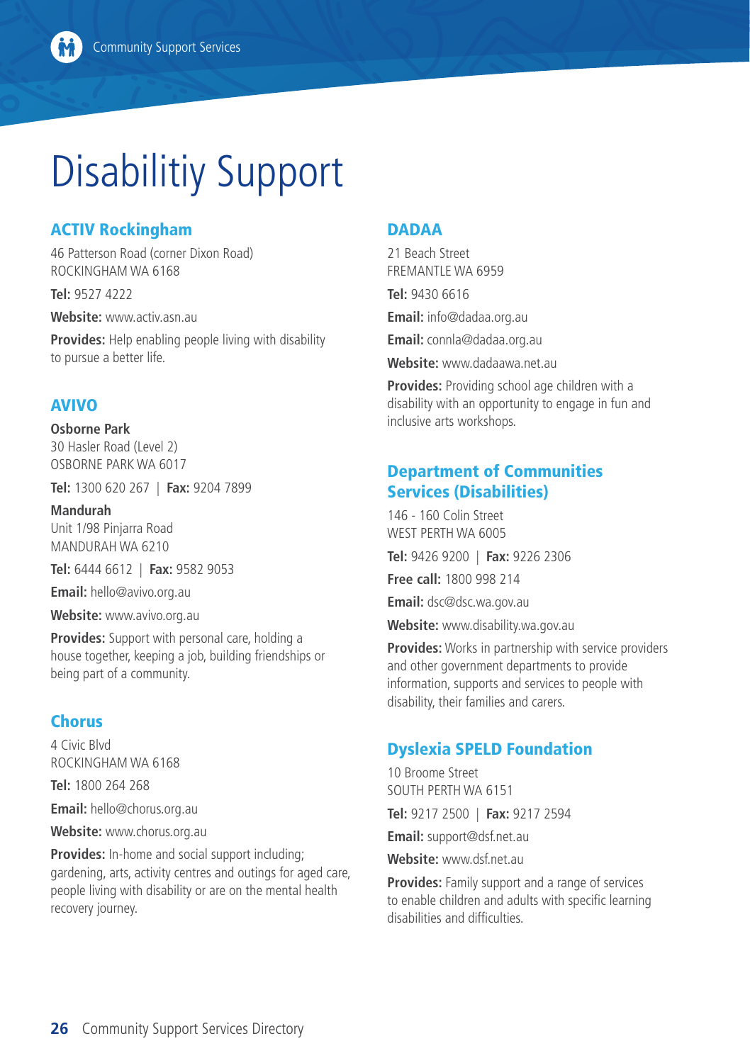# Disabilitiy Support

## ACTIV Rockingham

46 Patterson Road (corner Dixon Road)
ROCKINGHAM WA 6168

**Tel:** 9527 4222

**Website:** www.activ.asn.au

**Provides:** Help enabling people living with disability to pursue a better life.

## AVIVO

**Osborne Park**
30 Hasler Road (Level 2)
OSBORNE PARK WA 6017

**Tel:** 1300 620 267 | **Fax:** 9204 7899

**Mandurah**
Unit 1/98 Pinjarra Road
MANDURAH WA 6210

**Tel:** 6444 6612 | **Fax:** 9582 9053

**Email:** hello@avivo.org.au

**Website:** www.avivo.org.au

**Provides:** Support with personal care, holding a house together, keeping a job, building friendships or being part of a community.

## Chorus

4 Civic Blvd
ROCKINGHAM WA 6168

**Tel:** 1800 264 268

**Email:** hello@chorus.org.au

**Website:** www.chorus.org.au

**Provides:** In-home and social support including; gardening, arts, activity centres and outings for aged care, people living with disability or are on the mental health recovery journey.

## DADAA

21 Beach Street
FREMANTLE WA 6959

**Tel:** 9430 6616

**Email:** info@dadaa.org.au

**Email:** connla@dadaa.org.au

**Website:** www.dadaawa.net.au

**Provides:** Providing school age children with a disability with an opportunity to engage in fun and inclusive arts workshops.

## Department of Communities Services (Disabilities)

146 - 160 Colin Street
WEST PERTH WA 6005

**Tel:** 9426 9200 | **Fax:** 9226 2306

**Free call:** 1800 998 214

**Email:** dsc@dsc.wa.gov.au

**Website:** www.disability.wa.gov.au

**Provides:** Works in partnership with service providers and other government departments to provide information, supports and services to people with disability, their families and carers.

## Dyslexia SPELD Foundation

10 Broome Street
SOUTH PERTH WA 6151

**Tel:** 9217 2500 | **Fax:** 9217 2594

**Email:** support@dsf.net.au

**Website:** www.dsf.net.au

**Provides:** Family support and a range of services to enable children and adults with specific learning disabilities and difficulties.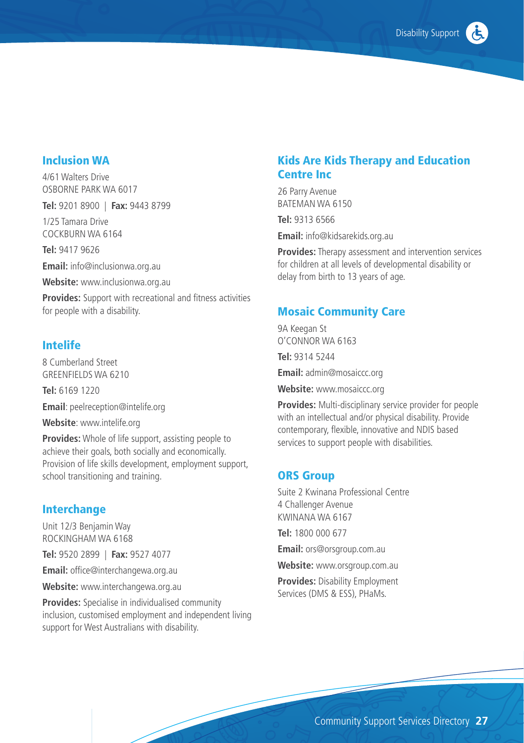## Inclusion WA

4/61 Walters Drive
OSBORNE PARK WA 6017

**Tel:** 9201 8900 | **Fax:** 9443 8799

1/25 Tamara Drive
COCKBURN WA 6164

**Tel:** 9417 9626

**Email:** info@inclusionwa.org.au

**Website:** www.inclusionwa.org.au

**Provides:** Support with recreational and fitness activities for people with a disability.

## Intelife

8 Cumberland Street
GREENFIELDS WA 6210

**Tel:** 6169 1220

**Email**: peelreception@intelife.org

**Website**: www.intelife.org

**Provides:** Whole of life support, assisting people to achieve their goals, both socially and economically. Provision of life skills development, employment support, school transitioning and training.

## Interchange

Unit 12/3 Benjamin Way
ROCKINGHAM WA 6168

**Tel:** 9520 2899 | **Fax:** 9527 4077

**Email:** office@interchangewa.org.au

**Website:** www.interchangewa.org.au

**Provides:** Specialise in individualised community inclusion, customised employment and independent living support for West Australians with disability.

## Kids Are Kids Therapy and Education Centre Inc

26 Parry Avenue
BATEMAN WA 6150

**Tel:** 9313 6566

**Email:** info@kidsarekids.org.au

**Provides:** Therapy assessment and intervention services for children at all levels of developmental disability or delay from birth to 13 years of age.

## Mosaic Community Care

9A Keegan St
O'CONNOR WA 6163

**Tel:** 9314 5244

**Email:** admin@mosaiccc.org

**Website:** www.mosaiccc.org

**Provides:** Multi-disciplinary service provider for people with an intellectual and/or physical disability. Provide contemporary, flexible, innovative and NDIS based services to support people with disabilities.

## ORS Group

Suite 2 Kwinana Professional Centre
4 Challenger Avenue
KWINANA WA 6167

**Tel:** 1800 000 677

**Email:** ors@orsgroup.com.au

**Website:** www.orsgroup.com.au

**Provides:** Disability Employment Services (DMS & ESS), PHaMs.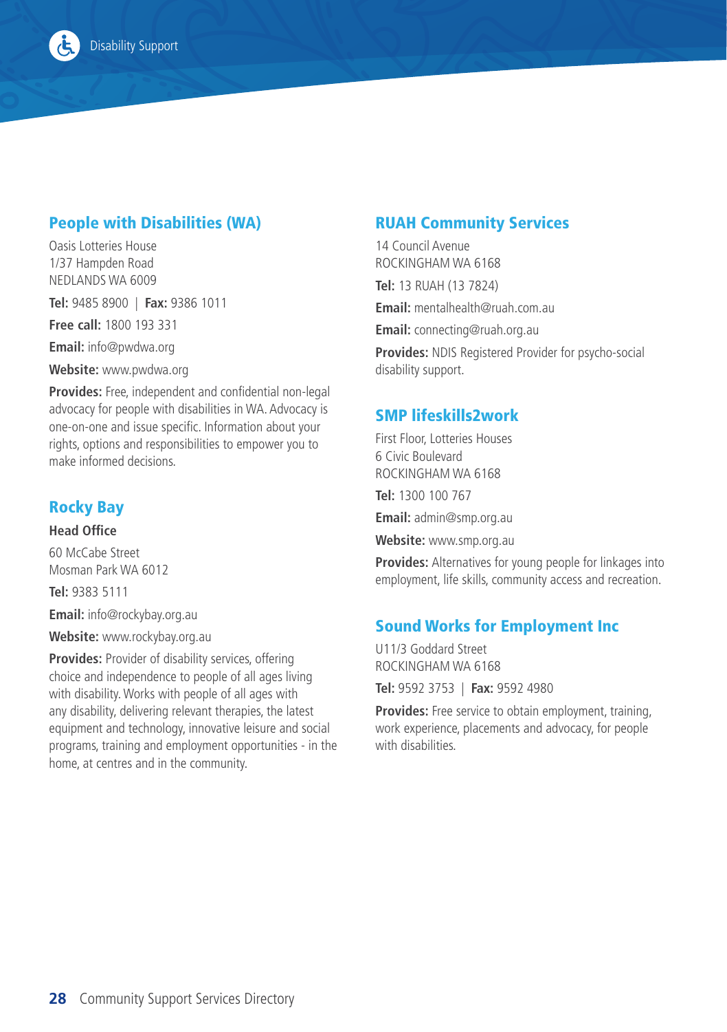## People with Disabilities (WA)

Oasis Lotteries House
1/37 Hampden Road
NEDLANDS WA 6009

**Tel:** 9485 8900 | **Fax:** 9386 1011

**Free call:** 1800 193 331

**Email:** info@pwdwa.org

**Website:** www.pwdwa.org

**Provides:** Free, independent and confidential non-legal advocacy for people with disabilities in WA. Advocacy is one-on-one and issue specific. Information about your rights, options and responsibilities to empower you to make informed decisions.

## Rocky Bay

**Head Office**

60 McCabe Street
Mosman Park WA 6012

**Tel:** 9383 5111

**Email:** info@rockybay.org.au

**Website:** www.rockybay.org.au

**Provides:** Provider of disability services, offering choice and independence to people of all ages living with disability. Works with people of all ages with any disability, delivering relevant therapies, the latest equipment and technology, innovative leisure and social programs, training and employment opportunities - in the home, at centres and in the community.

## RUAH Community Services

14 Council Avenue
ROCKINGHAM WA 6168

**Tel:** 13 RUAH (13 7824)

**Email:** mentalhealth@ruah.com.au

**Email:** connecting@ruah.org.au

**Provides:** NDIS Registered Provider for psycho-social disability support.

## SMP lifeskills2work

First Floor, Lotteries Houses
6 Civic Boulevard
ROCKINGHAM WA 6168

**Tel:** 1300 100 767

**Email:** admin@smp.org.au

**Website:** www.smp.org.au

**Provides:** Alternatives for young people for linkages into employment, life skills, community access and recreation.

## Sound Works for Employment Inc

U11/3 Goddard Street
ROCKINGHAM WA 6168

**Tel:** 9592 3753 | **Fax:** 9592 4980

**Provides:** Free service to obtain employment, training, work experience, placements and advocacy, for people with disabilities.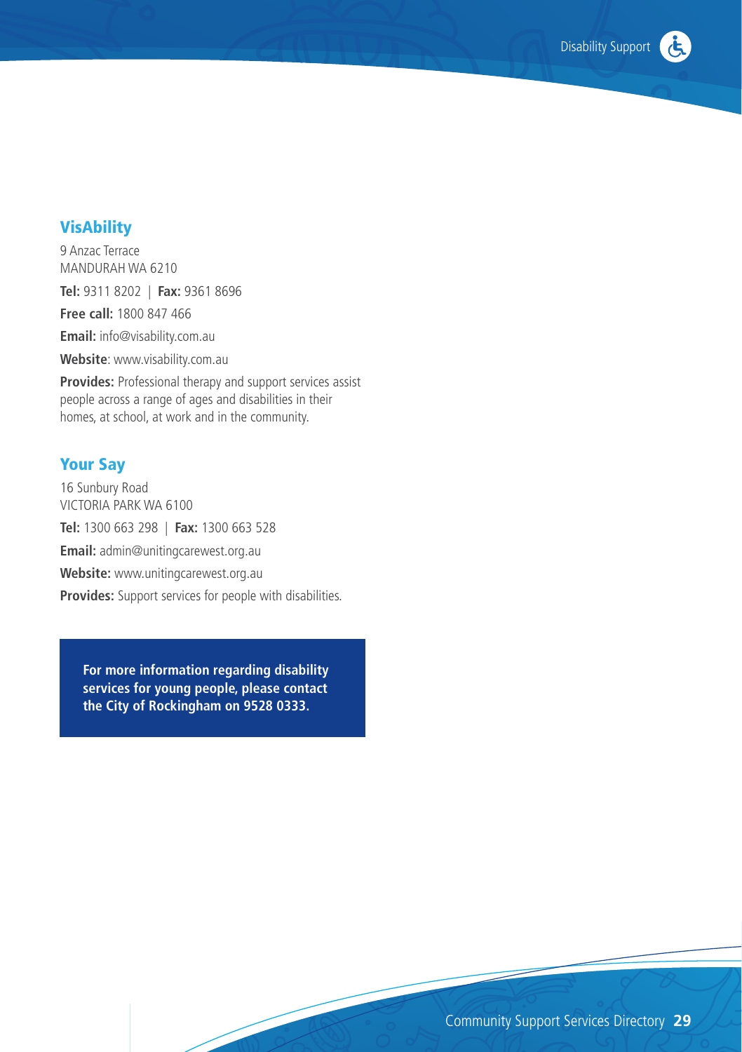## VisAbility

9 Anzac Terrace
MANDURAH WA 6210

**Tel:** 9311 8202 | **Fax:** 9361 8696

**Free call:** 1800 847 466

**Email:** info@visability.com.au

**Website**: www.visability.com.au

**Provides:** Professional therapy and support services assist people across a range of ages and disabilities in their homes, at school, at work and in the community.

## Your Say

16 Sunbury Road
VICTORIA PARK WA 6100

**Tel:** 1300 663 298 | **Fax:** 1300 663 528

**Email:** admin@unitingcarewest.org.au

**Website:** www.unitingcarewest.org.au

**Provides:** Support services for people with disabilities.

**For more information regarding disability services for young people, please contact the City of Rockingham on 9528 0333.**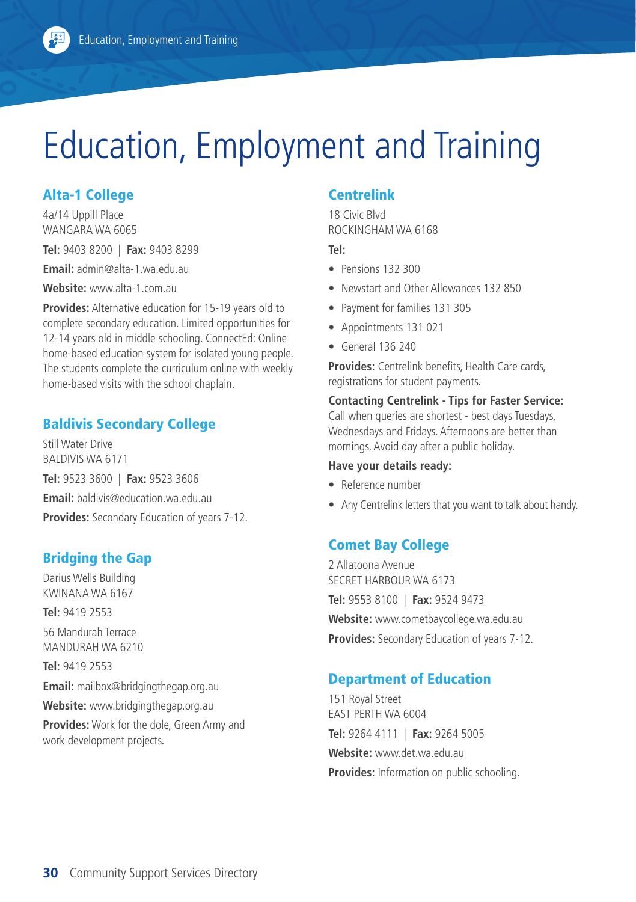# Education, Employment and Training

## Alta-1 College

4a/14 Uppill Place
WANGARA WA 6065

**Tel:** 9403 8200 | **Fax:** 9403 8299

**Email:** admin@alta-1.wa.edu.au

**Website:** www.alta-1.com.au

**Provides:** Alternative education for 15-19 years old to complete secondary education. Limited opportunities for 12-14 years old in middle schooling. ConnectEd: Online home-based education system for isolated young people. The students complete the curriculum online with weekly home-based visits with the school chaplain.

## Baldivis Secondary College

Still Water Drive
BALDIVIS WA 6171

**Tel:** 9523 3600 | **Fax:** 9523 3606

**Email:** baldivis@education.wa.edu.au

**Provides:** Secondary Education of years 7-12.

## Bridging the Gap

Darius Wells Building
KWINANA WA 6167

**Tel:** 9419 2553

56 Mandurah Terrace
MANDURAH WA 6210

**Tel:** 9419 2553

**Email:** mailbox@bridgingthegap.org.au

**Website:** www.bridgingthegap.org.au

**Provides:** Work for the dole, Green Army and work development projects.

## Centrelink

18 Civic Blvd
ROCKINGHAM WA 6168

**Tel:**

- Pensions 132 300
- Newstart and Other Allowances 132 850
- Payment for families 131 305
- Appointments 131 021
- General 136 240

**Provides:** Centrelink benefits, Health Care cards, registrations for student payments.

**Contacting Centrelink - Tips for Faster Service:** Call when queries are shortest - best days Tuesdays, Wednesdays and Fridays. Afternoons are better than mornings. Avoid day after a public holiday.

**Have your details ready:**

- Reference number
- Any Centrelink letters that you want to talk about handy.

## Comet Bay College

2 Allatoona Avenue
SECRET HARBOUR WA 6173

**Tel:** 9553 8100 | **Fax:** 9524 9473

**Website:** www.cometbaycollege.wa.edu.au

**Provides:** Secondary Education of years 7-12.

## Department of Education

151 Royal Street
EAST PERTH WA 6004

**Tel:** 9264 4111 | **Fax:** 9264 5005

**Website:** www.det.wa.edu.au

**Provides:** Information on public schooling.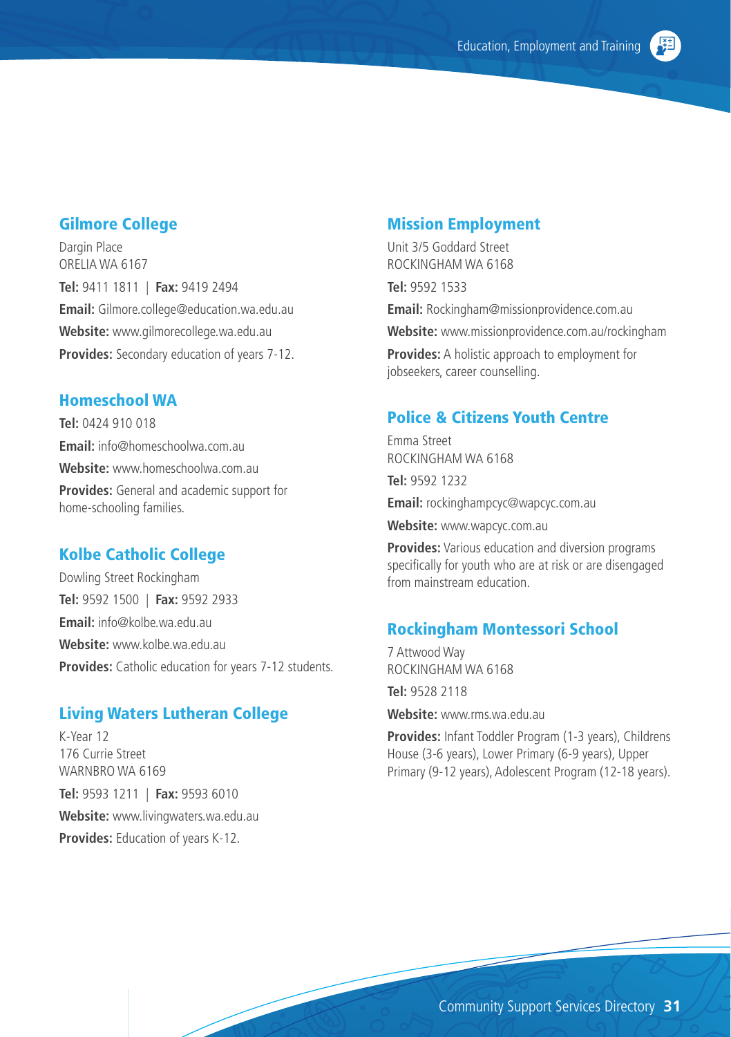## Gilmore College

Dargin Place
ORELIA WA 6167

**Tel:** 9411 1811 | **Fax:** 9419 2494

**Email:** Gilmore.college@education.wa.edu.au

**Website:** www.gilmorecollege.wa.edu.au

**Provides:** Secondary education of years 7-12.

## Homeschool WA

**Tel:** 0424 910 018

**Email:** info@homeschoolwa.com.au

**Website:** www.homeschoolwa.com.au

**Provides:** General and academic support for home-schooling families.

## Kolbe Catholic College

Dowling Street Rockingham

**Tel:** 9592 1500 | **Fax:** 9592 2933

**Email:** info@kolbe.wa.edu.au

**Website:** www.kolbe.wa.edu.au

**Provides:** Catholic education for years 7-12 students.

## Living Waters Lutheran College

K-Year 12
176 Currie Street
WARNBRO WA 6169

**Tel:** 9593 1211 | **Fax:** 9593 6010

**Website:** www.livingwaters.wa.edu.au

**Provides:** Education of years K-12.

## Mission Employment

Unit 3/5 Goddard Street
ROCKINGHAM WA 6168

**Tel:** 9592 1533

**Email:** Rockingham@missionprovidence.com.au

**Website:** www.missionprovidence.com.au/rockingham

**Provides:** A holistic approach to employment for jobseekers, career counselling.

## Police & Citizens Youth Centre

Emma Street
ROCKINGHAM WA 6168

**Tel:** 9592 1232

**Email:** rockinghampcyc@wapcyc.com.au

**Website:** www.wapcyc.com.au

**Provides:** Various education and diversion programs specifically for youth who are at risk or are disengaged from mainstream education.

## Rockingham Montessori School

7 Attwood Way
ROCKINGHAM WA 6168

**Tel:** 9528 2118

**Website:** www.rms.wa.edu.au

**Provides:** Infant Toddler Program (1-3 years), Childrens House (3-6 years), Lower Primary (6-9 years), Upper Primary (9-12 years), Adolescent Program (12-18 years).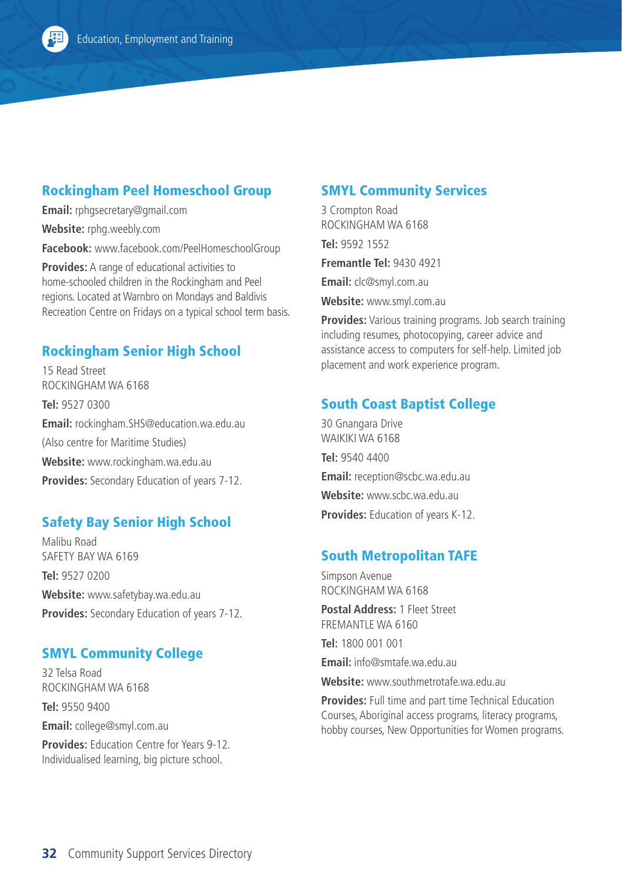## Rockingham Peel Homeschool Group

**Email:** rphgsecretary@gmail.com

**Website:** rphg.weebly.com

**Facebook:** www.facebook.com/PeelHomeschoolGroup

**Provides:** A range of educational activities to home-schooled children in the Rockingham and Peel regions. Located at Warnbro on Mondays and Baldivis Recreation Centre on Fridays on a typical school term basis.

## Rockingham Senior High School

15 Read Street
ROCKINGHAM WA 6168

**Tel:** 9527 0300

**Email:** rockingham.SHS@education.wa.edu.au

(Also centre for Maritime Studies)

**Website:** www.rockingham.wa.edu.au

**Provides:** Secondary Education of years 7-12.

## Safety Bay Senior High School

Malibu Road
SAFETY BAY WA 6169

**Tel:** 9527 0200

**Website:** www.safetybay.wa.edu.au

**Provides:** Secondary Education of years 7-12.

## SMYL Community College

32 Telsa Road
ROCKINGHAM WA 6168

**Tel:** 9550 9400

**Email:** college@smyl.com.au

**Provides:** Education Centre for Years 9-12. Individualised learning, big picture school.

## SMYL Community Services

3 Crompton Road
ROCKINGHAM WA 6168

**Tel:** 9592 1552

**Fremantle Tel:** 9430 4921

**Email:** clc@smyl.com.au

**Website:** www.smyl.com.au

**Provides:** Various training programs. Job search training including resumes, photocopying, career advice and assistance access to computers for self-help. Limited job placement and work experience program.

## South Coast Baptist College

30 Gnangara Drive
WAIKIKI WA 6168

**Tel:** 9540 4400

**Email:** reception@scbc.wa.edu.au

**Website:** www.scbc.wa.edu.au

**Provides:** Education of years K-12.

## South Metropolitan TAFE

Simpson Avenue
ROCKINGHAM WA 6168

**Postal Address:** 1 Fleet Street
FREMANTLE WA 6160

**Tel:** 1800 001 001

**Email:** info@smtafe.wa.edu.au

**Website:** www.southmetrotafe.wa.edu.au

**Provides:** Full time and part time Technical Education Courses, Aboriginal access programs, literacy programs, hobby courses, New Opportunities for Women programs.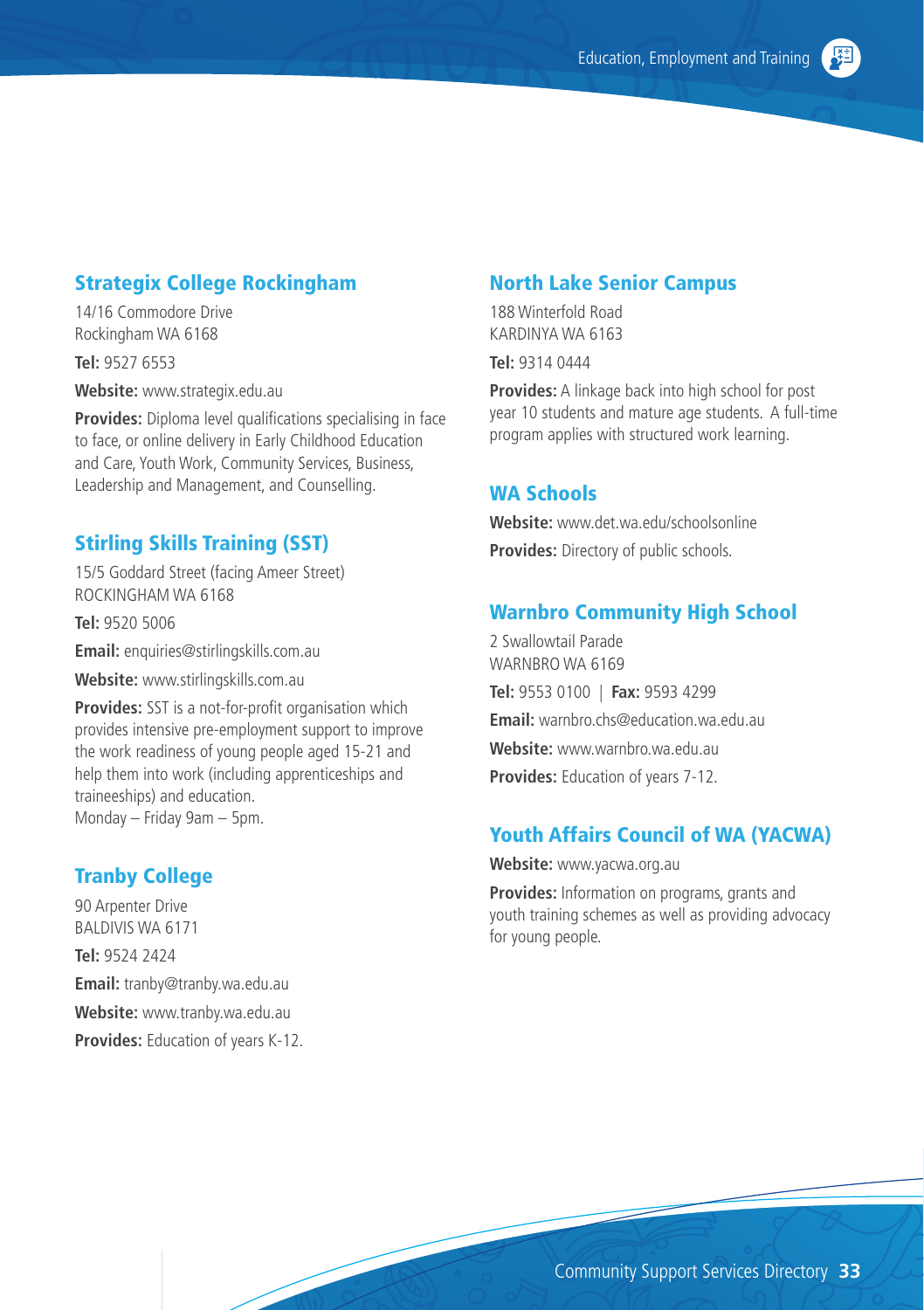## Strategix College Rockingham

14/16 Commodore Drive
Rockingham WA 6168

**Tel:** 9527 6553

**Website:** www.strategix.edu.au

**Provides:** Diploma level qualifications specialising in face to face, or online delivery in Early Childhood Education and Care, Youth Work, Community Services, Business, Leadership and Management, and Counselling.

## Stirling Skills Training (SST)

15/5 Goddard Street (facing Ameer Street)
ROCKINGHAM WA 6168

**Tel:** 9520 5006

**Email:** enquiries@stirlingskills.com.au

**Website:** www.stirlingskills.com.au

**Provides:** SST is a not-for-profit organisation which provides intensive pre-employment support to improve the work readiness of young people aged 15-21 and help them into work (including apprenticeships and traineeships) and education.
Monday – Friday 9am – 5pm.

## Tranby College

90 Arpenter Drive
BALDIVIS WA 6171

**Tel:** 9524 2424

**Email:** tranby@tranby.wa.edu.au

**Website:** www.tranby.wa.edu.au

**Provides:** Education of years K-12.

## North Lake Senior Campus

188 Winterfold Road
KARDINYA WA 6163

**Tel:** 9314 0444

**Provides:** A linkage back into high school for post year 10 students and mature age students. A full-time program applies with structured work learning.

## WA Schools

**Website:** www.det.wa.edu/schoolsonline

**Provides:** Directory of public schools.

## Warnbro Community High School

2 Swallowtail Parade
WARNBRO WA 6169

**Tel:** 9553 0100 | **Fax:** 9593 4299

**Email:** warnbro.chs@education.wa.edu.au

**Website:** www.warnbro.wa.edu.au

**Provides:** Education of years 7-12.

## Youth Affairs Council of WA (YACWA)

**Website:** www.yacwa.org.au

**Provides:** Information on programs, grants and youth training schemes as well as providing advocacy for young people.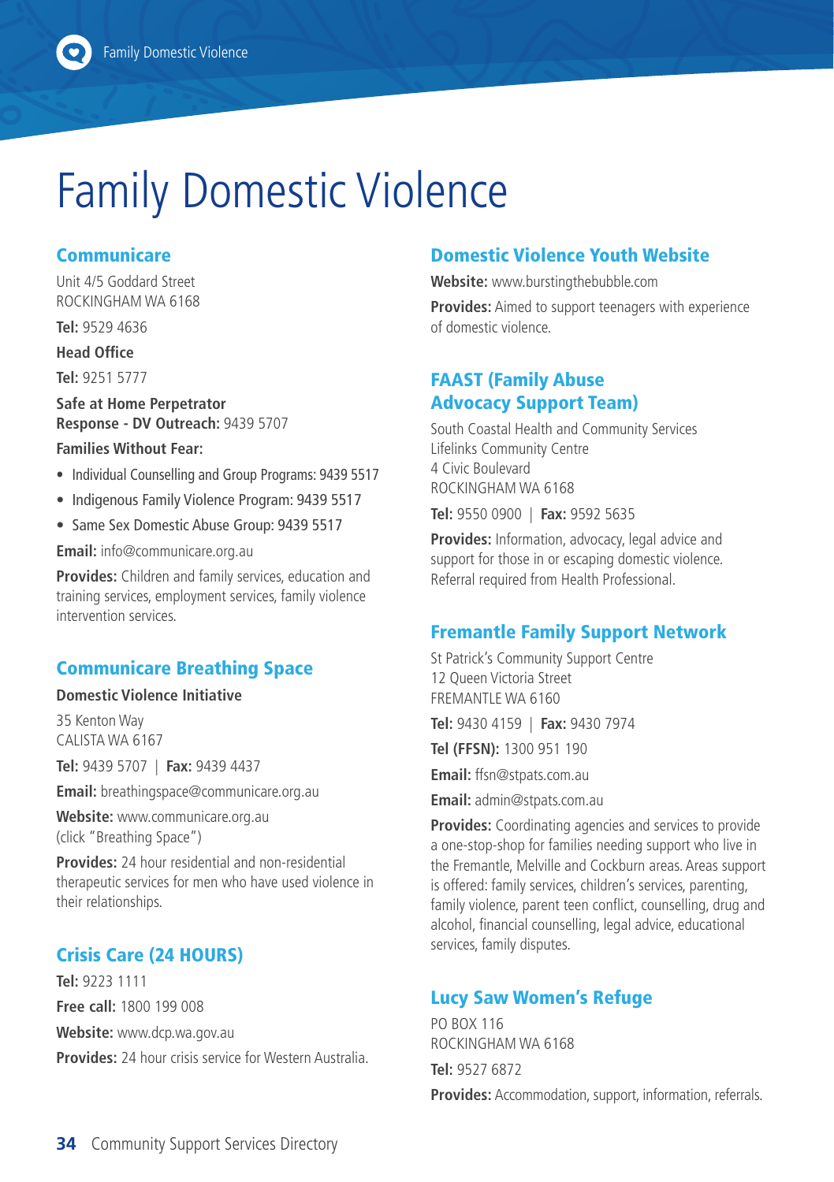# Family Domestic Violence

## Communicare

Unit 4/5 Goddard Street
ROCKINGHAM WA 6168

**Tel:** 9529 4636

**Head Office**

**Tel:** 9251 5777

**Safe at Home Perpetrator Response - DV Outreach:** 9439 5707

**Families Without Fear:**

- Individual Counselling and Group Programs: 9439 5517
- Indigenous Family Violence Program: 9439 5517
- Same Sex Domestic Abuse Group: 9439 5517

**Email:** info@communicare.org.au

**Provides:** Children and family services, education and training services, employment services, family violence intervention services.

## Communicare Breathing Space

**Domestic Violence Initiative**

35 Kenton Way
CALISTA WA 6167

**Tel:** 9439 5707 | **Fax:** 9439 4437

**Email:** breathingspace@communicare.org.au

**Website:** www.communicare.org.au (click "Breathing Space")

**Provides:** 24 hour residential and non-residential therapeutic services for men who have used violence in their relationships.

## Crisis Care (24 HOURS)

**Tel:** 9223 1111

**Free call:** 1800 199 008

**Website:** www.dcp.wa.gov.au

**Provides:** 24 hour crisis service for Western Australia.

## Domestic Violence Youth Website

**Website:** www.burstingthebubble.com

**Provides:** Aimed to support teenagers with experience of domestic violence.

## FAAST (Family Abuse Advocacy Support Team)

South Coastal Health and Community Services
Lifelinks Community Centre
4 Civic Boulevard
ROCKINGHAM WA 6168

**Tel:** 9550 0900 | **Fax:** 9592 5635

**Provides:** Information, advocacy, legal advice and support for those in or escaping domestic violence. Referral required from Health Professional.

## Fremantle Family Support Network

St Patrick's Community Support Centre
12 Queen Victoria Street
FREMANTLE WA 6160

**Tel:** 9430 4159 | **Fax:** 9430 7974

**Tel (FFSN):** 1300 951 190

**Email:** ffsn@stpats.com.au

**Email:** admin@stpats.com.au

**Provides:** Coordinating agencies and services to provide a one-stop-shop for families needing support who live in the Fremantle, Melville and Cockburn areas. Areas support is offered: family services, children's services, parenting, family violence, parent teen conflict, counselling, drug and alcohol, financial counselling, legal advice, educational services, family disputes.

## Lucy Saw Women's Refuge

PO BOX 116
ROCKINGHAM WA 6168

**Tel:** 9527 6872

**Provides:** Accommodation, support, information, referrals.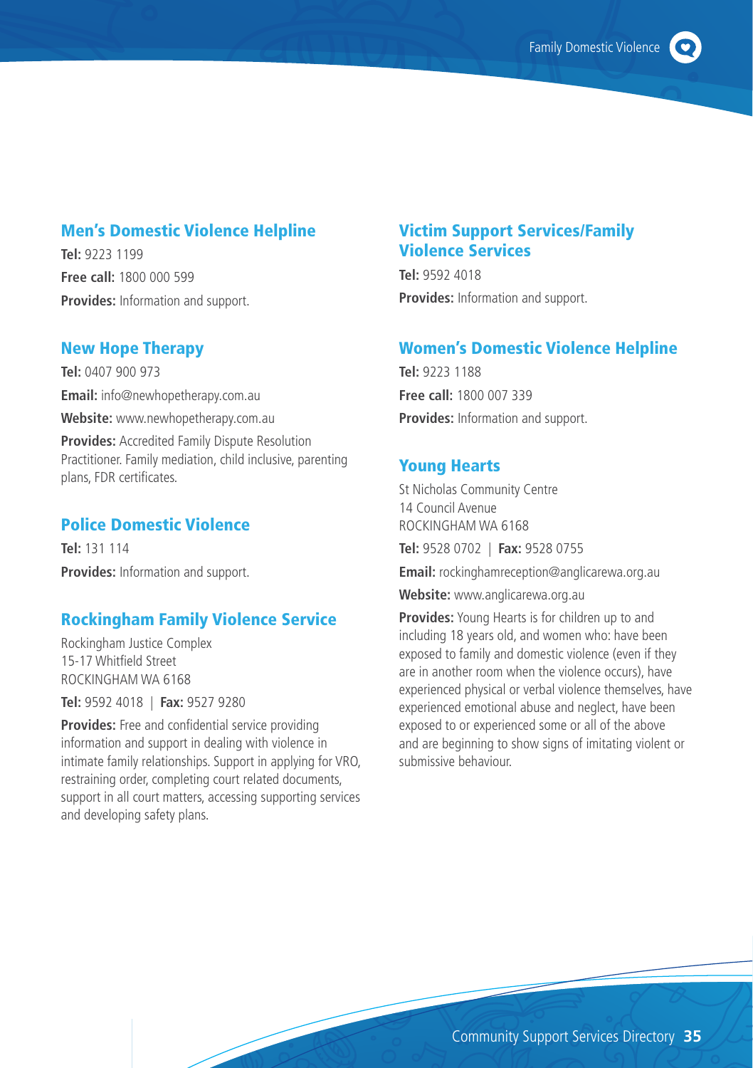## Men's Domestic Violence Helpline

**Tel:** 9223 1199

**Free call:** 1800 000 599

**Provides:** Information and support.

## New Hope Therapy

**Tel:** 0407 900 973

**Email:** info@newhopetherapy.com.au

**Website:** www.newhopetherapy.com.au

**Provides:** Accredited Family Dispute Resolution Practitioner. Family mediation, child inclusive, parenting plans, FDR certificates.

## Police Domestic Violence

**Tel:** 131 114

**Provides:** Information and support.

## Rockingham Family Violence Service

Rockingham Justice Complex
15-17 Whitfield Street
ROCKINGHAM WA 6168

**Tel:** 9592 4018 | **Fax:** 9527 9280

**Provides:** Free and confidential service providing information and support in dealing with violence in intimate family relationships. Support in applying for VRO, restraining order, completing court related documents, support in all court matters, accessing supporting services and developing safety plans.

## Victim Support Services/Family Violence Services

**Tel:** 9592 4018

**Provides:** Information and support.

## Women's Domestic Violence Helpline

**Tel:** 9223 1188

**Free call:** 1800 007 339

**Provides:** Information and support.

## Young Hearts

St Nicholas Community Centre
14 Council Avenue
ROCKINGHAM WA 6168

**Tel:** 9528 0702 | **Fax:** 9528 0755

**Email:** rockinghamreception@anglicarewa.org.au

**Website:** www.anglicarewa.org.au

**Provides:** Young Hearts is for children up to and including 18 years old, and women who: have been exposed to family and domestic violence (even if they are in another room when the violence occurs), have experienced physical or verbal violence themselves, have experienced emotional abuse and neglect, have been exposed to or experienced some or all of the above and are beginning to show signs of imitating violent or submissive behaviour.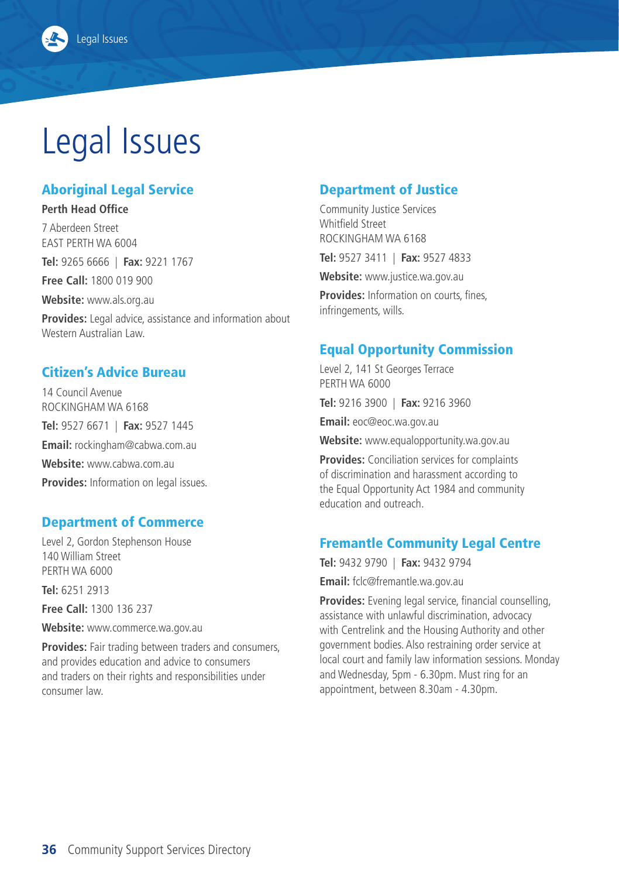# Legal Issues

## Aboriginal Legal Service

**Perth Head Office**

7 Aberdeen Street
EAST PERTH WA 6004

**Tel:** 9265 6666 | **Fax:** 9221 1767

**Free Call:** 1800 019 900

**Website:** www.als.org.au

**Provides:** Legal advice, assistance and information about Western Australian Law.

## Citizen's Advice Bureau

14 Council Avenue
ROCKINGHAM WA 6168

**Tel:** 9527 6671 | **Fax:** 9527 1445

**Email:** rockingham@cabwa.com.au

**Website:** www.cabwa.com.au

**Provides:** Information on legal issues.

## Department of Commerce

Level 2, Gordon Stephenson House
140 William Street
PERTH WA 6000

**Tel:** 6251 2913

**Free Call:** 1300 136 237

**Website:** www.commerce.wa.gov.au

**Provides:** Fair trading between traders and consumers, and provides education and advice to consumers and traders on their rights and responsibilities under consumer law.

## Department of Justice

Community Justice Services
Whitfield Street
ROCKINGHAM WA 6168

**Tel:** 9527 3411 | **Fax:** 9527 4833

**Website:** www.justice.wa.gov.au

**Provides:** Information on courts, fines, infringements, wills.

## Equal Opportunity Commission

Level 2, 141 St Georges Terrace
PERTH WA 6000

**Tel:** 9216 3900 | **Fax:** 9216 3960

**Email:** eoc@eoc.wa.gov.au

**Website:** www.equalopportunity.wa.gov.au

**Provides:** Conciliation services for complaints of discrimination and harassment according to the Equal Opportunity Act 1984 and community education and outreach.

## Fremantle Community Legal Centre

**Tel:** 9432 9790 | **Fax:** 9432 9794

**Email:** fclc@fremantle.wa.gov.au

**Provides:** Evening legal service, financial counselling, assistance with unlawful discrimination, advocacy with Centrelink and the Housing Authority and other government bodies. Also restraining order service at local court and family law information sessions. Monday and Wednesday, 5pm - 6.30pm. Must ring for an appointment, between 8.30am - 4.30pm.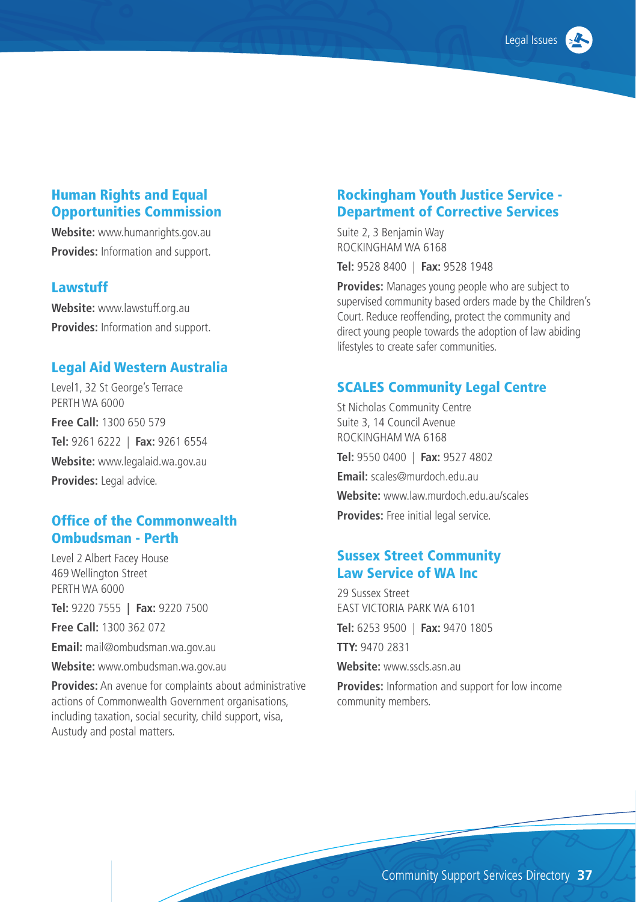## Human Rights and Equal Opportunities Commission

**Website:** www.humanrights.gov.au

**Provides:** Information and support.

## Lawstuff

**Website:** www.lawstuff.org.au

**Provides:** Information and support.

## Legal Aid Western Australia

Level1, 32 St George's Terrace
PERTH WA 6000

**Free Call:** 1300 650 579

**Tel:** 9261 6222 | **Fax:** 9261 6554

**Website:** www.legalaid.wa.gov.au

**Provides:** Legal advice.

## Office of the Commonwealth Ombudsman - Perth

Level 2 Albert Facey House
469 Wellington Street
PERTH WA 6000

**Tel:** 9220 7555 | **Fax:** 9220 7500

**Free Call:** 1300 362 072

**Email:** mail@ombudsman.wa.gov.au

**Website:** www.ombudsman.wa.gov.au

**Provides:** An avenue for complaints about administrative actions of Commonwealth Government organisations, including taxation, social security, child support, visa, Austudy and postal matters.

## Rockingham Youth Justice Service - Department of Corrective Services

Suite 2, 3 Benjamin Way
ROCKINGHAM WA 6168

**Tel:** 9528 8400 | **Fax:** 9528 1948

**Provides:** Manages young people who are subject to supervised community based orders made by the Children's Court. Reduce reoffending, protect the community and direct young people towards the adoption of law abiding lifestyles to create safer communities.

## SCALES Community Legal Centre

St Nicholas Community Centre
Suite 3, 14 Council Avenue
ROCKINGHAM WA 6168

**Tel:** 9550 0400 | **Fax:** 9527 4802

**Email:** scales@murdoch.edu.au

**Website:** www.law.murdoch.edu.au/scales

**Provides:** Free initial legal service.

## Sussex Street Community Law Service of WA Inc

29 Sussex Street
EAST VICTORIA PARK WA 6101

**Tel:** 6253 9500 | **Fax:** 9470 1805

**TTY:** 9470 2831

**Website:** www.sscls.asn.au

**Provides:** Information and support for low income community members.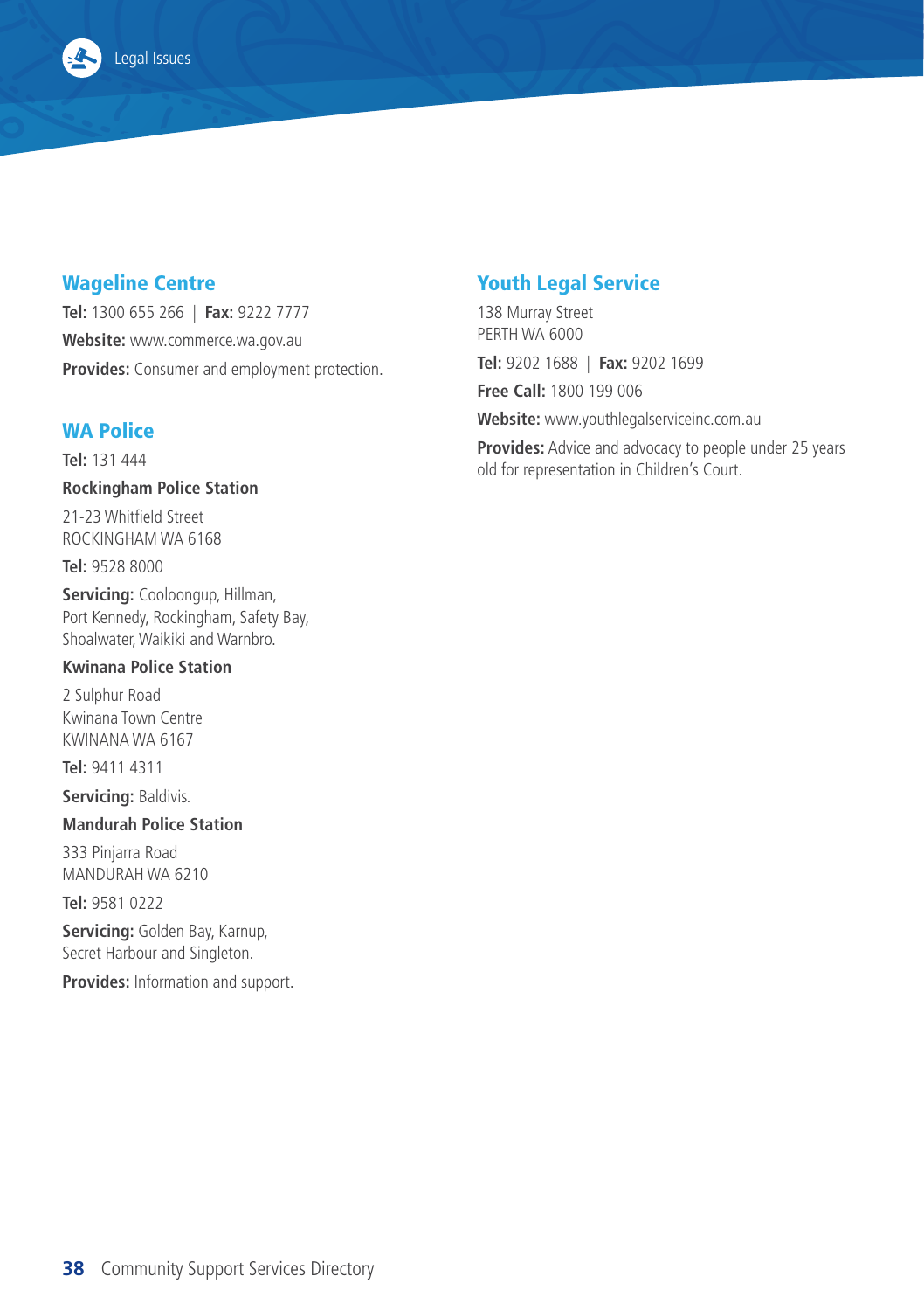## Wageline Centre

**Tel:** 1300 655 266 | **Fax:** 9222 7777

**Website:** www.commerce.wa.gov.au

**Provides:** Consumer and employment protection.

## WA Police

**Tel:** 131 444

### Rockingham Police Station

21-23 Whitfield Street
ROCKINGHAM WA 6168

**Tel:** 9528 8000

**Servicing:** Cooloongup, Hillman, Port Kennedy, Rockingham, Safety Bay, Shoalwater, Waikiki and Warnbro.

### Kwinana Police Station

2 Sulphur Road
Kwinana Town Centre
KWINANA WA 6167

**Tel:** 9411 4311

**Servicing:** Baldivis.

### Mandurah Police Station

333 Pinjarra Road
MANDURAH WA 6210

**Tel:** 9581 0222

**Servicing:** Golden Bay, Karnup, Secret Harbour and Singleton.

**Provides:** Information and support.

## Youth Legal Service

138 Murray Street
PERTH WA 6000

**Tel:** 9202 1688 | **Fax:** 9202 1699

**Free Call:** 1800 199 006

**Website:** www.youthlegalserviceinc.com.au

**Provides:** Advice and advocacy to people under 25 years old for representation in Children's Court.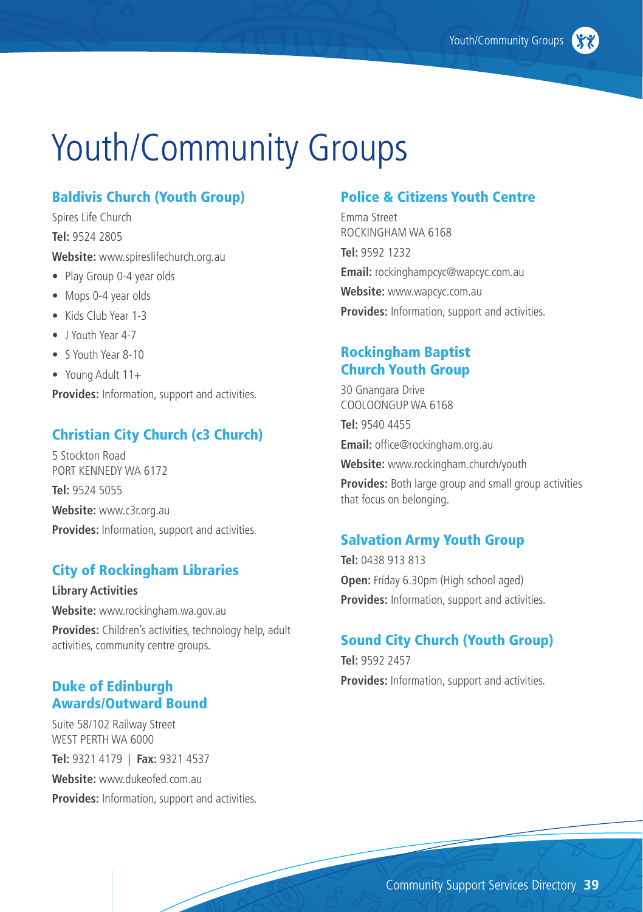# Youth/Community Groups

## Baldivis Church (Youth Group)

Spires Life Church

**Tel:** 9524 2805

**Website:** www.spireslifechurch.org.au

- Play Group 0-4 year olds
- Mops 0-4 year olds
- Kids Club Year 1-3
- J Youth Year 4-7
- S Youth Year 8-10
- Young Adult 11+

**Provides:** Information, support and activities.

## Christian City Church (c3 Church)

5 Stockton Road
PORT KENNEDY WA 6172

**Tel:** 9524 5055

**Website:** www.c3r.org.au

**Provides:** Information, support and activities.

## City of Rockingham Libraries

**Library Activities**

**Website:** www.rockingham.wa.gov.au

**Provides:** Children's activities, technology help, adult activities, community centre groups.

## Duke of Edinburgh Awards/Outward Bound

Suite 58/102 Railway Street
WEST PERTH WA 6000

**Tel:** 9321 4179 | **Fax:** 9321 4537

**Website:** www.dukeofed.com.au

**Provides:** Information, support and activities.

## Police & Citizens Youth Centre

Emma Street
ROCKINGHAM WA 6168

**Tel:** 9592 1232

**Email:** rockinghampcyc@wapcyc.com.au

**Website:** www.wapcyc.com.au

**Provides:** Information, support and activities.

## Rockingham Baptist Church Youth Group

30 Gnangara Drive
COOLOONGUP WA 6168

**Tel:** 9540 4455

**Email:** office@rockingham.org.au

**Website:** www.rockingham.church/youth

**Provides:** Both large group and small group activities that focus on belonging.

## Salvation Army Youth Group

**Tel:** 0438 913 813

**Open:** Friday 6.30pm (High school aged)

**Provides:** Information, support and activities.

## Sound City Church (Youth Group)

**Tel:** 9592 2457

**Provides:** Information, support and activities.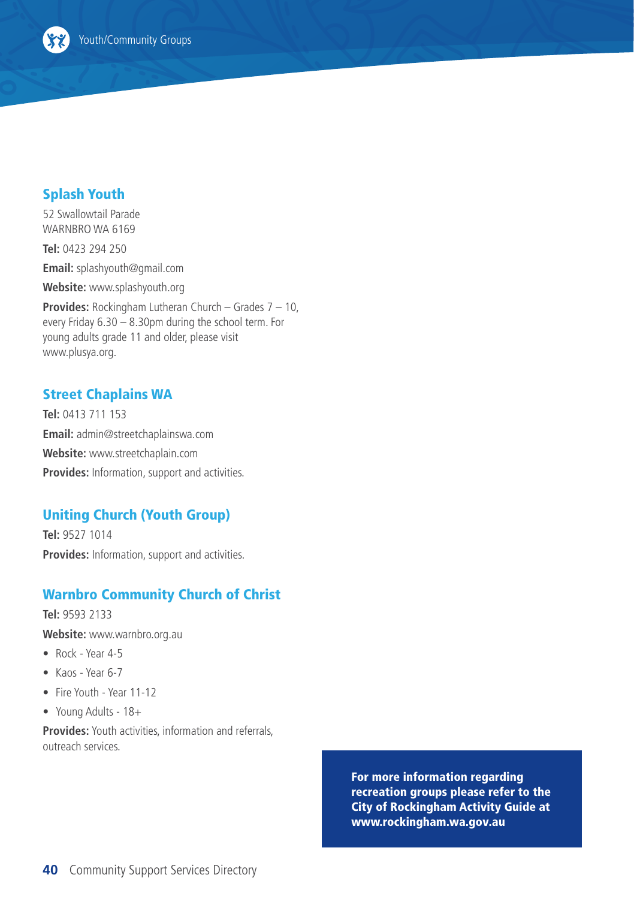## Splash Youth

52 Swallowtail Parade
WARNBRO WA 6169

**Tel:** 0423 294 250

**Email:** splashyouth@gmail.com

**Website:** www.splashyouth.org

**Provides:** Rockingham Lutheran Church – Grades 7 – 10, every Friday 6.30 – 8.30pm during the school term. For young adults grade 11 and older, please visit www.plusya.org.

## Street Chaplains WA

**Tel:** 0413 711 153

**Email:** admin@streetchaplainswa.com

**Website:** www.streetchaplain.com

**Provides:** Information, support and activities.

## Uniting Church (Youth Group)

**Tel:** 9527 1014

**Provides:** Information, support and activities.

## Warnbro Community Church of Christ

**Tel:** 9593 2133

**Website:** www.warnbro.org.au

- Rock - Year 4-5
- Kaos - Year 6-7
- Fire Youth - Year 11-12
- Young Adults - 18+

**Provides:** Youth activities, information and referrals, outreach services.

**For more information regarding recreation groups please refer to the City of Rockingham Activity Guide at www.rockingham.wa.gov.au**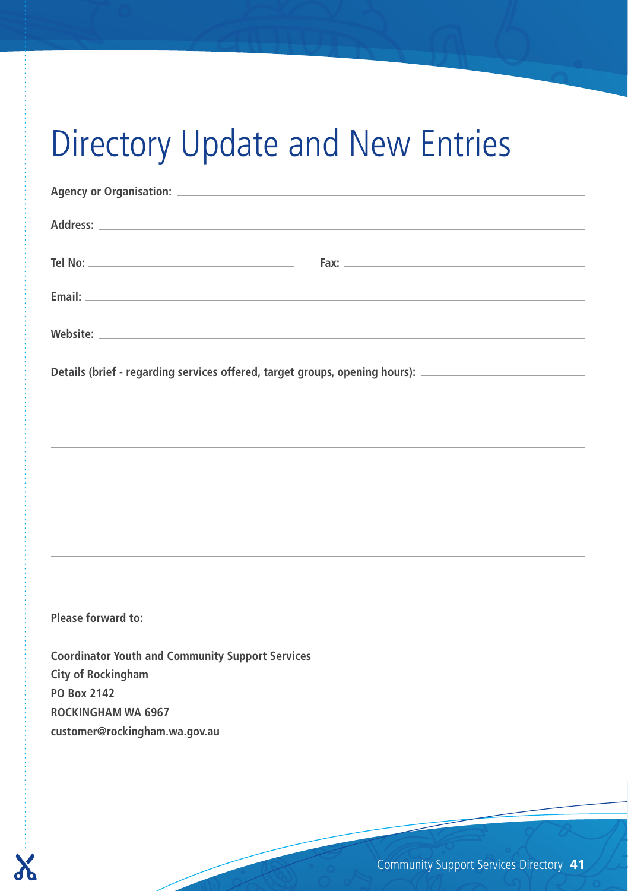# Directory Update and New Entries

**Agency or Organisation:** \_\_\_\_\_\_\_\_\_\_\_\_\_\_\_\_\_\_\_\_\_\_\_\_\_\_\_\_\_\_\_\_\_\_\_\_\_\_\_\_

**Address:** \_\_\_\_\_\_\_\_\_\_\_\_\_\_\_\_\_\_\_\_\_\_\_\_\_\_\_\_\_\_\_\_\_\_\_\_\_\_\_\_

**Tel No:** \_\_\_\_\_\_\_\_\_\_\_\_\_\_\_\_\_\_\_\_ **Fax:** \_\_\_\_\_\_\_\_\_\_\_\_\_\_\_\_\_\_\_\_

**Email:** \_\_\_\_\_\_\_\_\_\_\_\_\_\_\_\_\_\_\_\_\_\_\_\_\_\_\_\_\_\_\_\_\_\_\_\_\_\_\_\_

**Website:** \_\_\_\_\_\_\_\_\_\_\_\_\_\_\_\_\_\_\_\_\_\_\_\_\_\_\_\_\_\_\_\_\_\_\_\_\_\_\_\_

**Details (brief - regarding services offered, target groups, opening hours):** \_\_\_\_\_\_\_\_\_\_\_\_\_\_\_\_\_\_\_\_

\_\_\_\_\_\_\_\_\_\_\_\_\_\_\_\_\_\_\_\_\_\_\_\_\_\_\_\_\_\_\_\_\_\_\_\_\_\_\_\_

\_\_\_\_\_\_\_\_\_\_\_\_\_\_\_\_\_\_\_\_\_\_\_\_\_\_\_\_\_\_\_\_\_\_\_\_\_\_\_\_

\_\_\_\_\_\_\_\_\_\_\_\_\_\_\_\_\_\_\_\_\_\_\_\_\_\_\_\_\_\_\_\_\_\_\_\_\_\_\_\_

\_\_\_\_\_\_\_\_\_\_\_\_\_\_\_\_\_\_\_\_\_\_\_\_\_\_\_\_\_\_\_\_\_\_\_\_\_\_\_\_

\_\_\_\_\_\_\_\_\_\_\_\_\_\_\_\_\_\_\_\_\_\_\_\_\_\_\_\_\_\_\_\_\_\_\_\_\_\_\_\_

**Please forward to:**

**Coordinator Youth and Community Support Services**
**City of Rockingham**
**PO Box 2142**
**ROCKINGHAM WA 6967**
**customer@rockingham.wa.gov.au**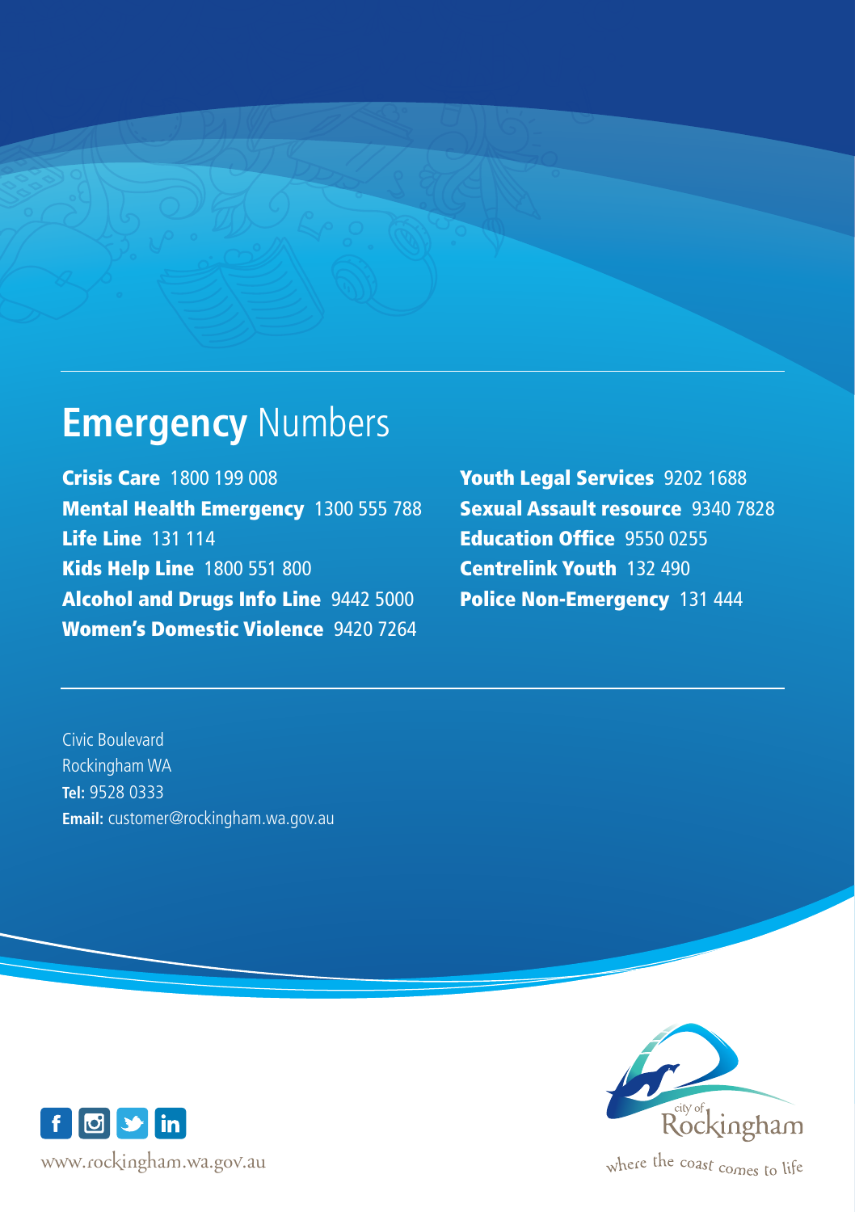## **Emergency** Numbers

**Crisis Care** 1800 199 008
**Mental Health Emergency** 1300 555 788
**Life Line** 131 114
**Kids Help Line** 1800 551 800
**Alcohol and Drugs Info Line** 9442 5000
**Women's Domestic Violence** 9420 7264
**Youth Legal Services** 9202 1688
**Sexual Assault resource** 9340 7828
**Education Office** 9550 0255
**Centrelink Youth** 132 490
**Police Non-Emergency** 131 444

Civic Boulevard
Rockingham WA
**Tel:** 9528 0333
**Email:** customer@rockingham.wa.gov.au

www.rockingham.wa.gov.au

city of Rockingham
where the coast comes to life